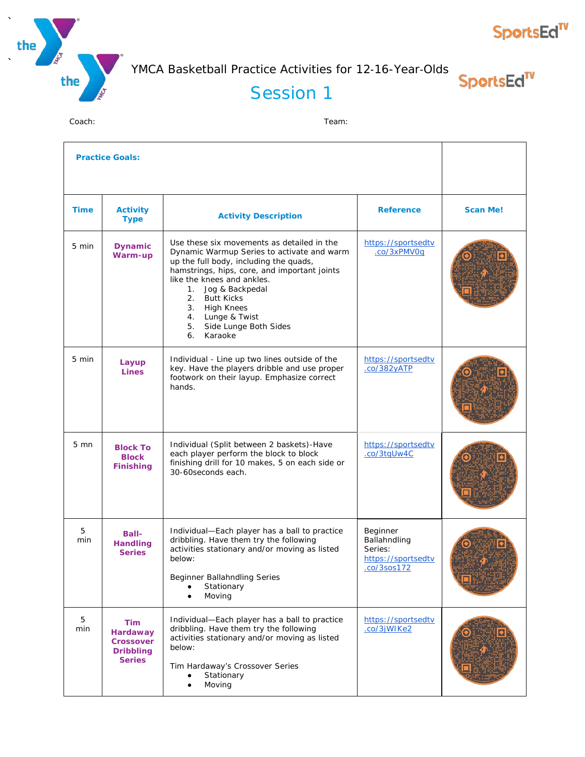# YMCA Basketball Practice Activities for 12-16-Year-Olds

## Session 1

Coach: Team:

| Practice Goals: | | | | |
|---|---|---|---|---|
| **Time** | **Activity Type** | **Activity Description** | **Reference** | **Scan Me!** |
| 5 min | **Dynamic Warm-up** | Use these six movements as detailed in the Dynamic Warmup Series to activate and warm up the full body, including the quads, hamstrings, hips, core, and important joints like the knees and ankles.<br>1. Jog & Backpedal<br>2. Butt Kicks<br>3. High Knees<br>4. Lunge & Twist<br>5. Side Lunge Both Sides<br>6. Karaoke | https://sportsedtv.co/3xPMV0g | |
| 5 min | **Layup Lines** | Individual - Line up two lines outside of the key. Have the players dribble and use proper footwork on their layup. Emphasize correct hands. | https://sportsedtv.co/382yATP | |
| 5 mn | **Block To Block Finishing** | Individual (Split between 2 baskets)-Have each player perform the block to block finishing drill for 10 makes, 5 on each side or 30-60seconds each. | https://sportsedtv.co/3tqUw4C | |
| 5 min | **Ball-Handling Series** | Individual—Each player has a ball to practice dribbling. Have them try the following activities stationary and/or moving as listed below:<br><br>Beginner Ballahndling Series<br>• Stationary<br>• Moving | Beginner Ballahndling Series: https://sportsedtv.co/3sos172 | |
| 5 min | **Tim Hardaway Crossover Dribbling Series** | Individual—Each player has a ball to practice dribbling. Have them try the following activities stationary and/or moving as listed below:<br><br>Tim Hardaway's Crossover Series<br>• Stationary<br>• Moving | https://sportsedtv.co/3jWIKe2 | |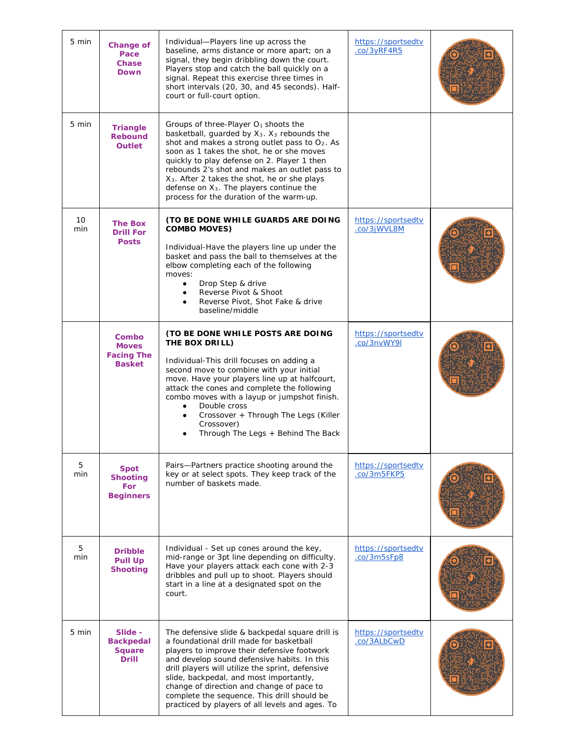| 5 min | **Change of Pace Chase Down** | Individual—Players line up across the baseline, arms distance or more apart; on a signal, they begin dribbling down the court. Players stop and catch the ball quickly on a signal. Repeat this exercise three times in short intervals (20, 30, and 45 seconds). Half-court or full-court option. | https://sportsedtv.co/3yRF4R5 | |
|---|---|---|---|---|
| 5 min | **Triangle Rebound Outlet** | Groups of three-Player $O_1$ shoots the basketball, guarded by $X_3$. $X_3$ rebounds the shot and makes a strong outlet pass to $O_2$. As soon as 1 takes the shot, he or she moves quickly to play defense on 2. Player 1 then rebounds 2's shot and makes an outlet pass to $X_3$. After 2 takes the shot, he or she plays defense on $X_3$. The players continue the process for the duration of the warm-up. | | |
| 10 min | **The Box Drill For Posts** | **(TO BE DONE WHILE GUARDS ARE DOING COMBO MOVES)**<br><br>Individual-Have the players line up under the basket and pass the ball to themselves at the elbow completing each of the following moves:<br>• Drop Step & drive<br>• Reverse Pivot & Shoot<br>• Reverse Pivot, Shot Fake & drive baseline/middle | https://sportsedtv.co/3jWVL8M | |
| | **Combo Moves Facing The Basket** | **(TO BE DONE WHILE POSTS ARE DOING THE BOX DRILL)**<br><br>Individual-This drill focuses on adding a second move to combine with your initial move. Have your players line up at halfcourt, attack the cones and complete the following combo moves with a layup or jumpshot finish.<br>• Double cross<br>• Crossover + Through The Legs (Killer Crossover)<br>• Through The Legs + Behind The Back | https://sportsedtv.co/3nvWY9l | |
| 5 min | **Spot Shooting For Beginners** | Pairs—Partners practice shooting around the key or at select spots. They keep track of the number of baskets made. | https://sportsedtv.co/3m5FKP5 | |
| 5 min | **Dribble Pull Up Shooting** | Individual - Set up cones around the key, mid-range or 3pt line depending on difficulty. Have your players attack each cone with 2-3 dribbles and pull up to shoot. Players should start in a line at a designated spot on the court. | https://sportsedtv.co/3m5sFp8 | |
| 5 min | **Slide - Backpedal Square Drill** | The defensive slide & backpedal square drill is a foundational drill made for basketball players to improve their defensive footwork and develop sound defensive habits. In this drill players will utilize the sprint, defensive slide, backpedal, and most importantly, change of direction and change of pace to complete the sequence. This drill should be practiced by players of all levels and ages. To | https://sportsedtv.co/3ALbCwD | |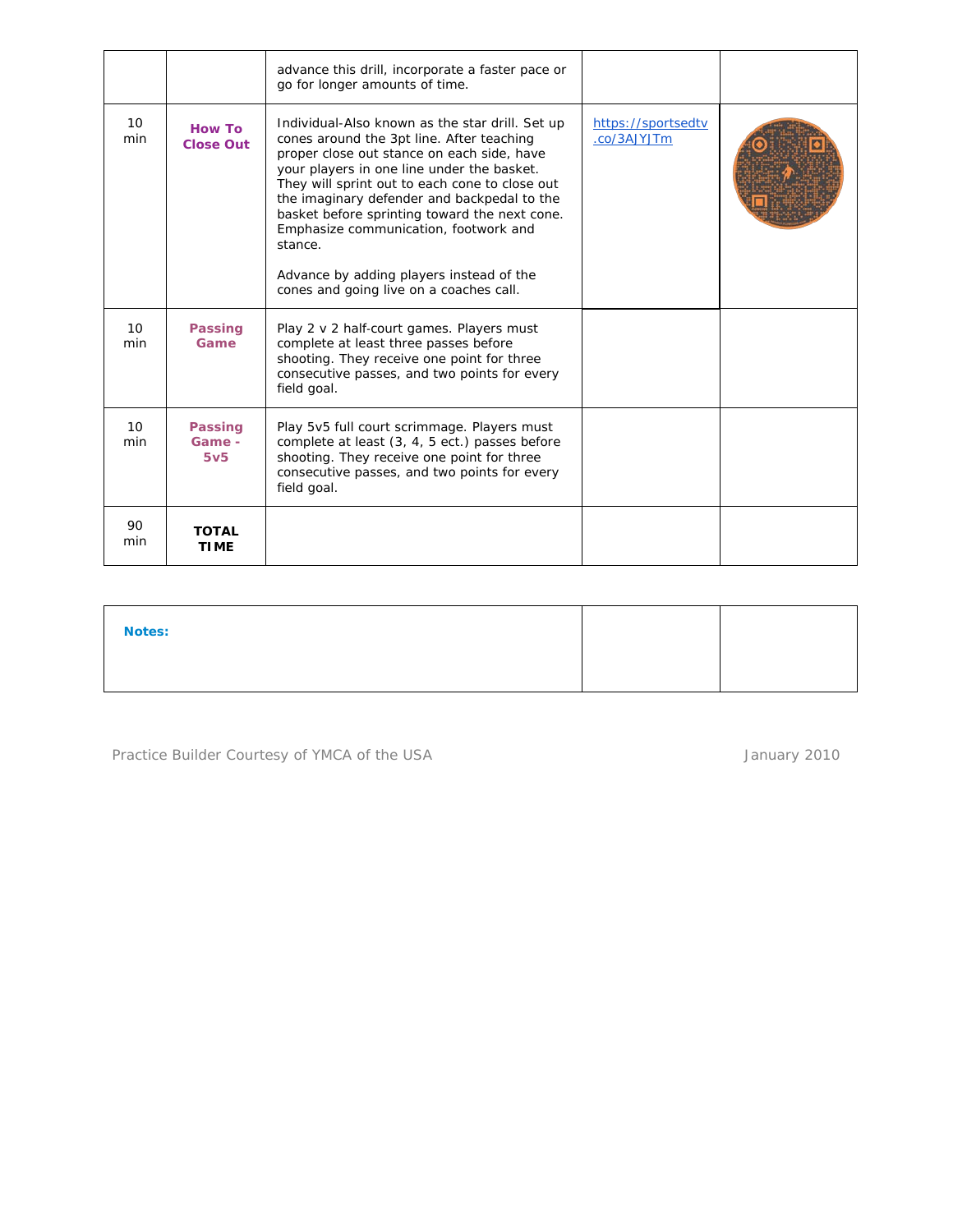|  |  |  |  |  |
|---|---|---|---|---|
|  |  | advance this drill, incorporate a faster pace or go for longer amounts of time. |  |  |
| 10 min | **How To Close Out** | Individual-Also known as the star drill. Set up cones around the 3pt line. After teaching proper close out stance on each side, have your players in one line under the basket. They will sprint out to each cone to close out the imaginary defender and backpedal to the basket before sprinting toward the next cone. Emphasize communication, footwork and stance.<br><br>Advance by adding players instead of the cones and going live on a coaches call. | https://sportsedtv.co/3AJYJTm |  |
| 10 min | **Passing Game** | Play 2 v 2 half-court games. Players must complete at least three passes before shooting. They receive one point for three consecutive passes, and two points for every field goal. |  |  |
| 10 min | **Passing Game - 5v5** | Play 5v5 full court scrimmage. Players must complete at least (3, 4, 5 ect.) passes before shooting. They receive one point for three consecutive passes, and two points for every field goal. |  |  |
| 90 min | **TOTAL TIME** |  |  |  |

| **Notes:** |  |  |
|---|---|---|

Practice Builder Courtesy of YMCA of the USA January 2010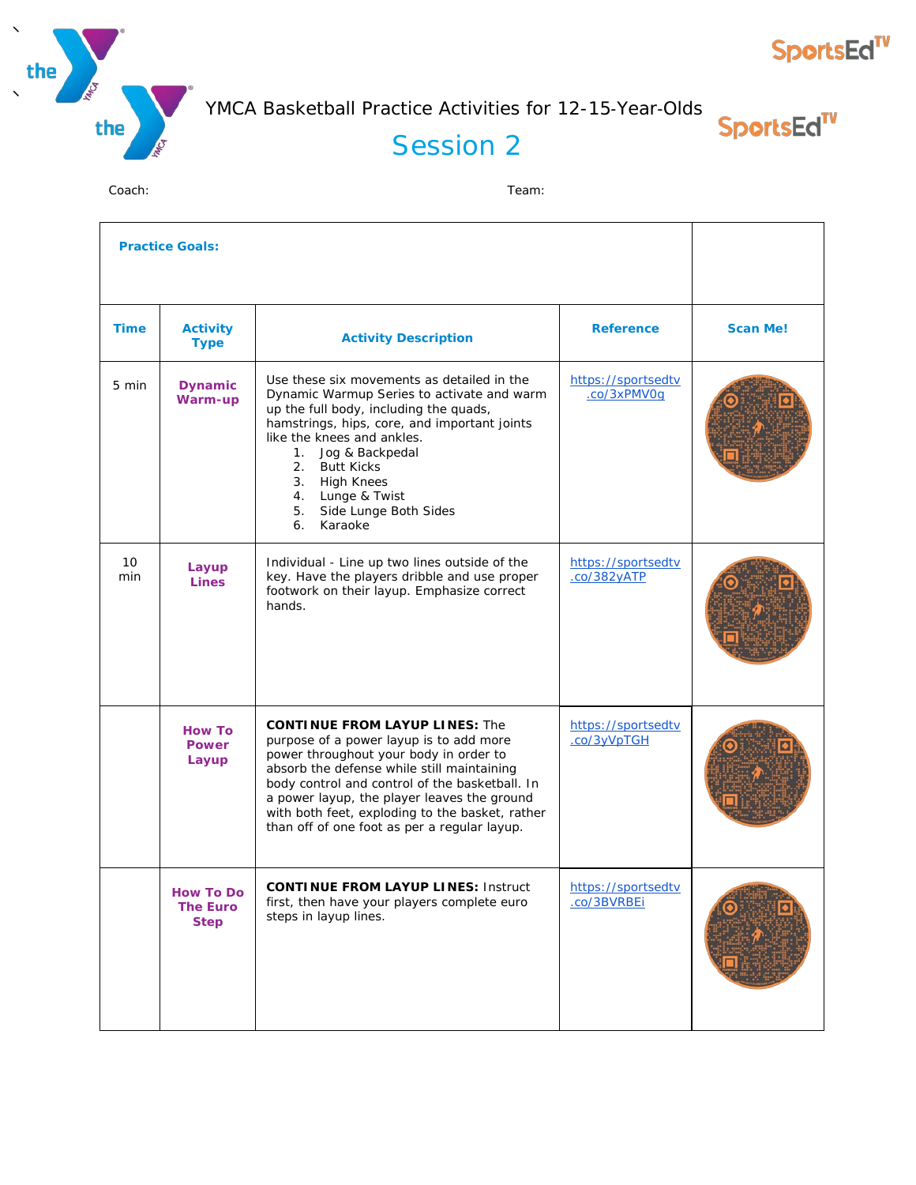# YMCA Basketball Practice Activities for 12-15-Year-Olds

## Session 2

Coach: Team:

| **Practice Goals:** | | | | |
|---|---|---|---|---|
| **Time** | **Activity Type** | **Activity Description** | **Reference** | **Scan Me!** |
| 5 min | **Dynamic Warm-up** | Use these six movements as detailed in the Dynamic Warmup Series to activate and warm up the full body, including the quads, hamstrings, hips, core, and important joints like the knees and ankles.<br>1. Jog & Backpedal<br>2. Butt Kicks<br>3. High Knees<br>4. Lunge & Twist<br>5. Side Lunge Both Sides<br>6. Karaoke | https://sportsedtv.co/3xPMV0g | |
| 10 min | **Layup Lines** | Individual - Line up two lines outside of the key. Have the players dribble and use proper footwork on their layup. Emphasize correct hands. | https://sportsedtv.co/382yATP | |
| | **How To Power Layup** | **CONTINUE FROM LAYUP LINES:** The purpose of a power layup is to add more power throughout your body in order to absorb the defense while still maintaining body control and control of the basketball. In a power layup, the player leaves the ground with both feet, exploding to the basket, rather than off of one foot as per a regular layup. | https://sportsedtv.co/3yVpTGH | |
| | **How To Do The Euro Step** | **CONTINUE FROM LAYUP LINES:** Instruct first, then have your players complete euro steps in layup lines. | https://sportsedtv.co/3BVRBEi | |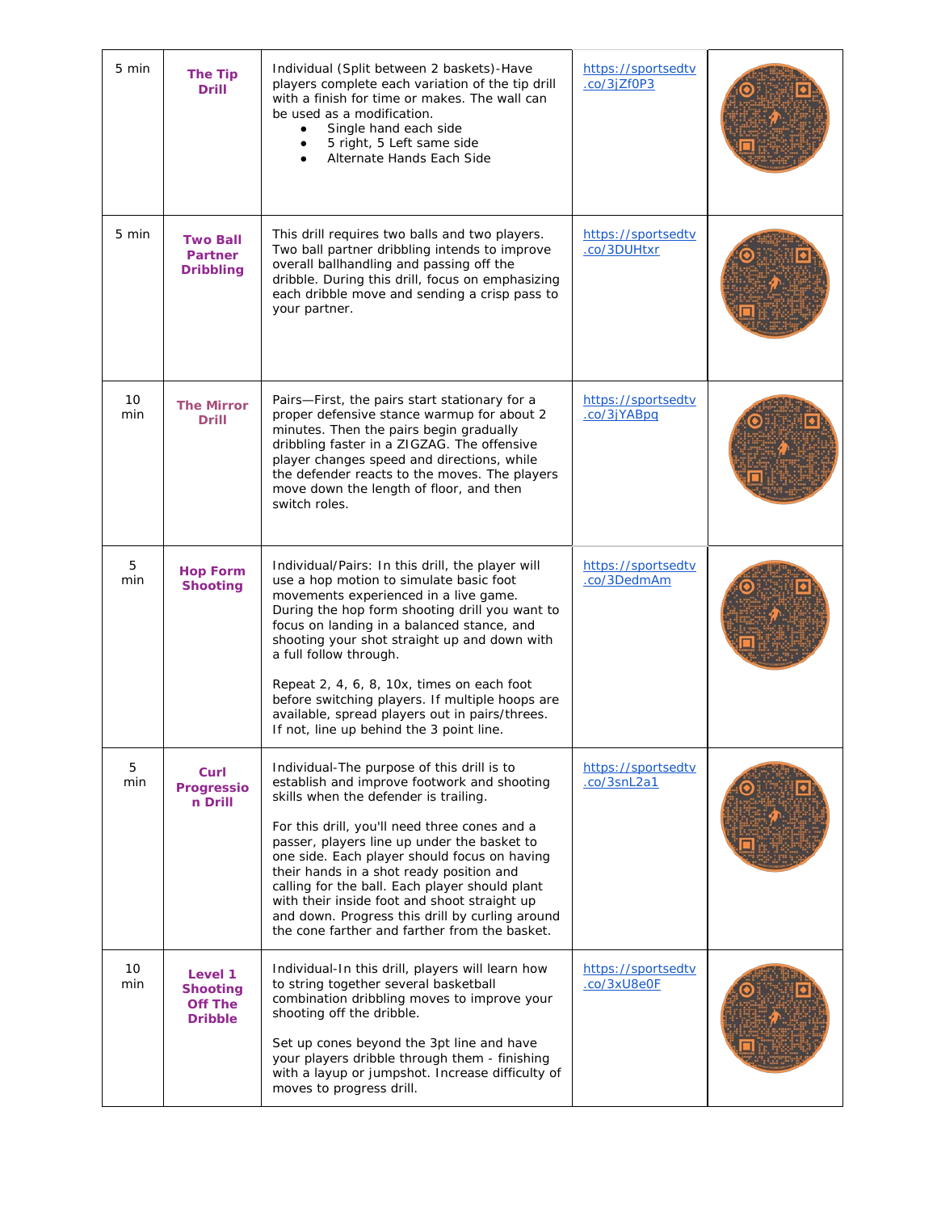| | | | | |
|---|---|---|---|---|
| 5 min | **The Tip Drill** | Individual (Split between 2 baskets)-Have players complete each variation of the tip drill with a finish for time or makes. The wall can be used as a modification.<br>• Single hand each side<br>• 5 right, 5 Left same side<br>• Alternate Hands Each Side | https://sportsedtv.co/3jZf0P3 | |
| 5 min | **Two Ball Partner Dribbling** | This drill requires two balls and two players. Two ball partner dribbling intends to improve overall ballhandling and passing off the dribble. During this drill, focus on emphasizing each dribble move and sending a crisp pass to your partner. | https://sportsedtv.co/3DUHtxr | |
| 10 min | **The Mirror Drill** | Pairs—First, the pairs start stationary for a proper defensive stance warmup for about 2 minutes. Then the pairs begin gradually dribbling faster in a ZIGZAG. The offensive player changes speed and directions, while the defender reacts to the moves. The players move down the length of floor, and then switch roles. | https://sportsedtv.co/3jYABpq | |
| 5 min | **Hop Form Shooting** | Individual/Pairs: In this drill, the player will use a hop motion to simulate basic foot movements experienced in a live game. During the hop form shooting drill you want to focus on landing in a balanced stance, and shooting your shot straight up and down with a full follow through.<br><br>Repeat 2, 4, 6, 8, 10x, times on each foot before switching players. If multiple hoops are available, spread players out in pairs/threes. If not, line up behind the 3 point line. | https://sportsedtv.co/3DedmAm | |
| 5 min | **Curl Progression Drill** | Individual-The purpose of this drill is to establish and improve footwork and shooting skills when the defender is trailing.<br><br>For this drill, you'll need three cones and a passer, players line up under the basket to one side. Each player should focus on having their hands in a shot ready position and calling for the ball. Each player should plant with their inside foot and shoot straight up and down. Progress this drill by curling around the cone farther and farther from the basket. | https://sportsedtv.co/3snL2a1 | |
| 10 min | **Level 1 Shooting Off The Dribble** | Individual-In this drill, players will learn how to string together several basketball combination dribbling moves to improve your shooting off the dribble.<br><br>Set up cones beyond the 3pt line and have your players dribble through them - finishing with a layup or jumpshot. Increase difficulty of moves to progress drill. | https://sportsedtv.co/3xU8e0F | |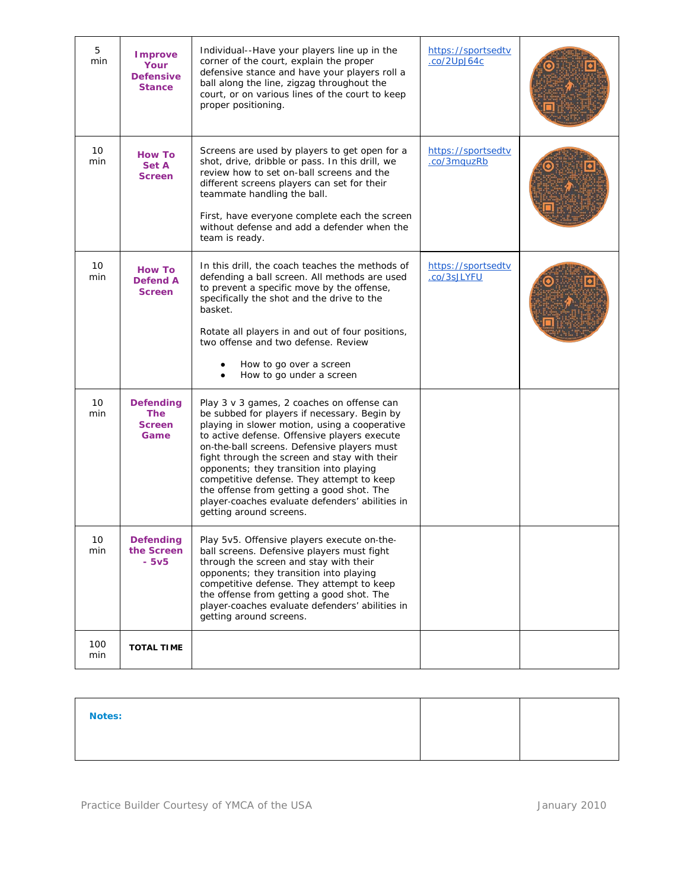| | | | | |
|---|---|---|---|---|
| 5 min | **Improve Your Defensive Stance** | Individual--Have your players line up in the corner of the court, explain the proper defensive stance and have your players roll a ball along the line, zigzag throughout the court, or on various lines of the court to keep proper positioning. | https://sportsedtv.co/2UpJ64c | |
| 10 min | **How To Set A Screen** | Screens are used by players to get open for a shot, drive, dribble or pass. In this drill, we review how to set on-ball screens and the different screens players can set for their teammate handling the ball.<br><br>First, have everyone complete each the screen without defense and add a defender when the team is ready. | https://sportsedtv.co/3mquzRb | |
| 10 min | **How To Defend A Screen** | In this drill, the coach teaches the methods of defending a ball screen. All methods are used to prevent a specific move by the offense, specifically the shot and the drive to the basket.<br><br>Rotate all players in and out of four positions, two offense and two defense. Review<br>• How to go over a screen<br>• How to go under a screen | https://sportsedtv.co/3sJLYFU | |
| 10 min | **Defending The Screen Game** | Play 3 v 3 games, 2 coaches on offense can be subbed for players if necessary. Begin by playing in slower motion, using a cooperative to active defense. Offensive players execute on-the-ball screens. Defensive players must fight through the screen and stay with their opponents; they transition into playing competitive defense. They attempt to keep the offense from getting a good shot. The player-coaches evaluate defenders' abilities in getting around screens. | | |
| 10 min | **Defending the Screen - 5v5** | Play 5v5. Offensive players execute on-the-ball screens. Defensive players must fight through the screen and stay with their opponents; they transition into playing competitive defense. They attempt to keep the offense from getting a good shot. The player-coaches evaluate defenders' abilities in getting around screens. | | |
| 100 min | **TOTAL TIME** | | | |

| | | |
|---|---|---|
| **Notes:** | | |

Practice Builder Courtesy of YMCA of the USA January 2010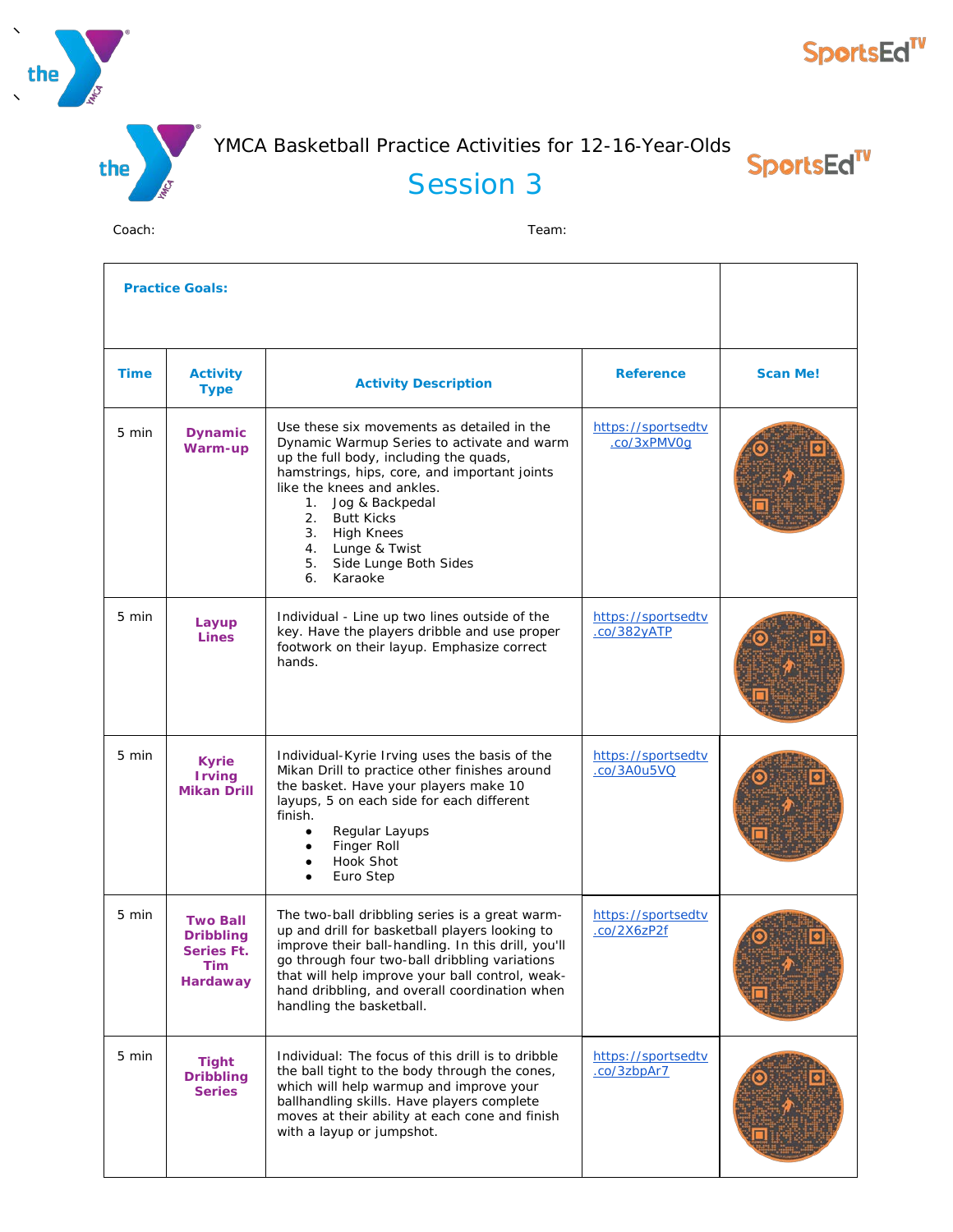# YMCA Basketball Practice Activities for 12-16-Year-Olds

## Session 3

Coach: Team:

| **Practice Goals:** | | | | |
|---|---|---|---|---|
| **Time** | **Activity Type** | **Activity Description** | **Reference** | **Scan Me!** |
| 5 min | **Dynamic Warm-up** | Use these six movements as detailed in the Dynamic Warmup Series to activate and warm up the full body, including the quads, hamstrings, hips, core, and important joints like the knees and ankles.<br>1. Jog & Backpedal<br>2. Butt Kicks<br>3. High Knees<br>4. Lunge & Twist<br>5. Side Lunge Both Sides<br>6. Karaoke | https://sportsedtv.co/3xPMV0g | |
| 5 min | **Layup Lines** | Individual - Line up two lines outside of the key. Have the players dribble and use proper footwork on their layup. Emphasize correct hands. | https://sportsedtv.co/382yATP | |
| 5 min | **Kyrie Irving Mikan Drill** | Individual-Kyrie Irving uses the basis of the Mikan Drill to practice other finishes around the basket. Have your players make 10 layups, 5 on each side for each different finish.<br>• Regular Layups<br>• Finger Roll<br>• Hook Shot<br>• Euro Step | https://sportsedtv.co/3A0u5VQ | |
| 5 min | **Two Ball Dribbling Series Ft. Tim Hardaway** | The two-ball dribbling series is a great warm-up and drill for basketball players looking to improve their ball-handling. In this drill, you'll go through four two-ball dribbling variations that will help improve your ball control, weak-hand dribbling, and overall coordination when handling the basketball. | https://sportsedtv.co/2X6zP2f | |
| 5 min | **Tight Dribbling Series** | Individual: The focus of this drill is to dribble the ball tight to the body through the cones, which will help warmup and improve your ballhandling skills. Have players complete moves at their ability at each cone and finish with a layup or jumpshot. | https://sportsedtv.co/3zbpAr7 | |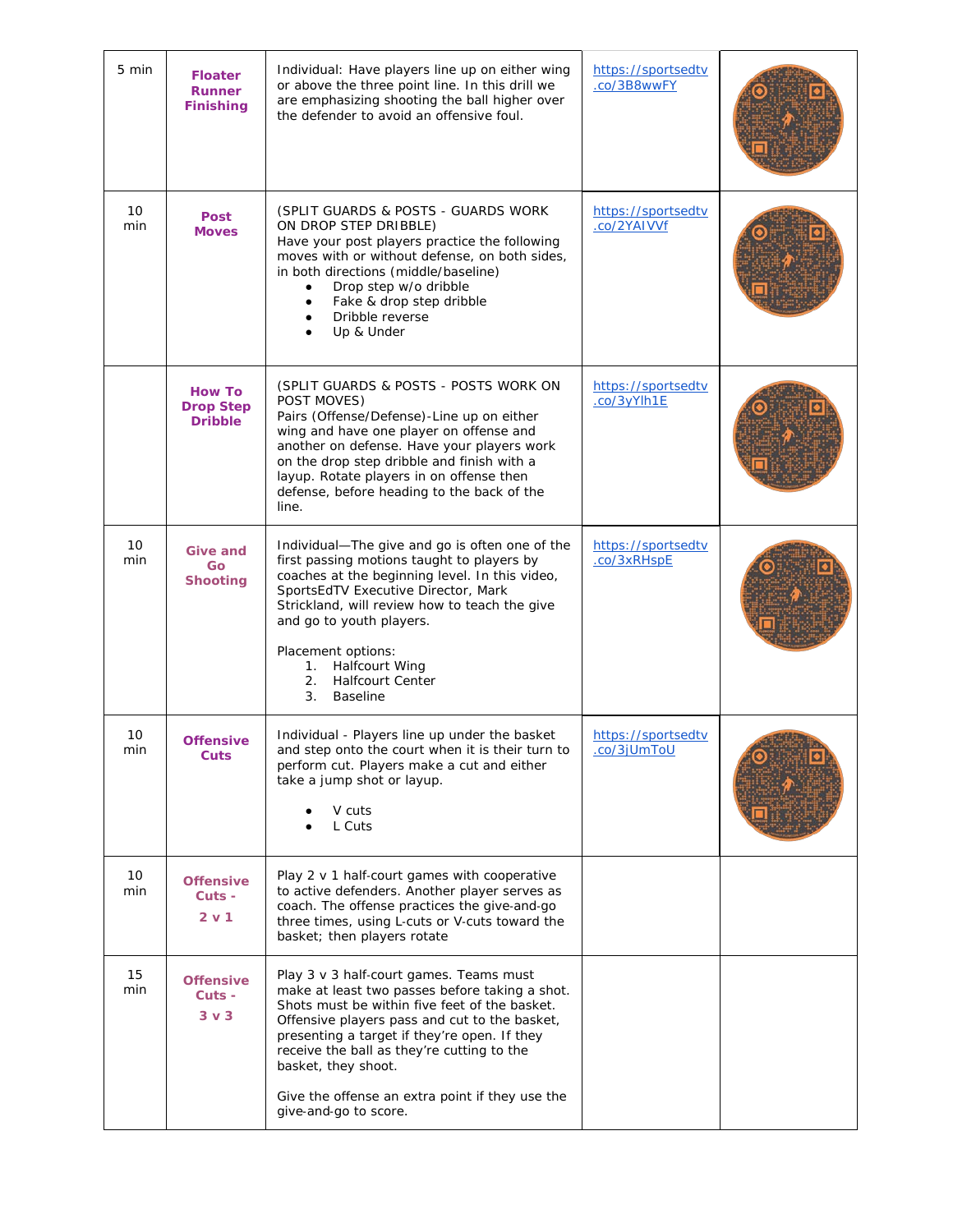| | | | | |
|---|---|---|---|---|
| 5 min | **Floater Runner Finishing** | Individual: Have players line up on either wing or above the three point line. In this drill we are emphasizing shooting the ball higher over the defender to avoid an offensive foul. | https://sportsedtv.co/3B8wwFY | |
| 10 min | **Post Moves** | (SPLIT GUARDS & POSTS - GUARDS WORK ON DROP STEP DRIBBLE)<br>Have your post players practice the following moves with or without defense, on both sides, in both directions (middle/baseline)<br>• Drop step w/o dribble<br>• Fake & drop step dribble<br>• Dribble reverse<br>• Up & Under | https://sportsedtv.co/2YAIVVf | |
| | **How To Drop Step Dribble** | (SPLIT GUARDS & POSTS - POSTS WORK ON POST MOVES)<br>Pairs (Offense/Defense)-Line up on either wing and have one player on offense and another on defense. Have your players work on the drop step dribble and finish with a layup. Rotate players in on offense then defense, before heading to the back of the line. | https://sportsedtv.co/3yYlh1E | |
| 10 min | **Give and Go Shooting** | Individual—The give and go is often one of the first passing motions taught to players by coaches at the beginning level. In this video, SportsEdTV Executive Director, Mark Strickland, will review how to teach the give and go to youth players.<br><br>Placement options:<br>1. Halfcourt Wing<br>2. Halfcourt Center<br>3. Baseline | https://sportsedtv.co/3xRHspE | |
| 10 min | **Offensive Cuts** | Individual - Players line up under the basket and step onto the court when it is their turn to perform cut. Players make a cut and either take a jump shot or layup.<br><br>• V cuts<br>• L Cuts | https://sportsedtv.co/3jUmToU | |
| 10 min | **Offensive Cuts - 2 v 1** | Play 2 v 1 half-court games with cooperative to active defenders. Another player serves as coach. The offense practices the give-and-go three times, using L-cuts or V-cuts toward the basket; then players rotate | | |
| 15 min | **Offensive Cuts - 3 v 3** | Play 3 v 3 half-court games. Teams must make at least two passes before taking a shot. Shots must be within five feet of the basket. Offensive players pass and cut to the basket, presenting a target if they're open. If they receive the ball as they're cutting to the basket, they shoot.<br><br>Give the offense an extra point if they use the give-and-go to score. | | |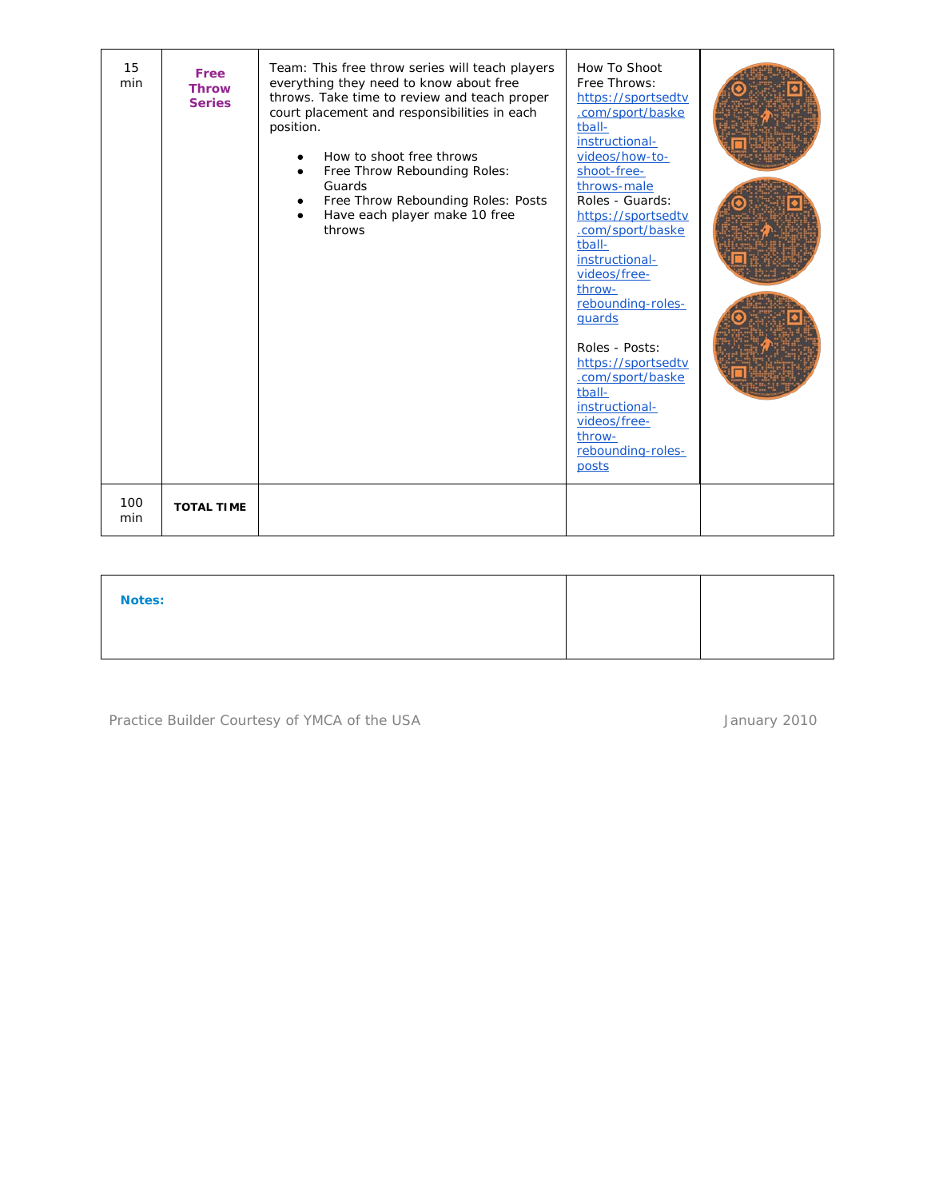| 15 min | **Free Throw Series** | Team: This free throw series will teach players everything they need to know about free throws. Take time to review and teach proper court placement and responsibilities in each position.<br><br>• How to shoot free throws<br>• Free Throw Rebounding Roles: Guards<br>• Free Throw Rebounding Roles: Posts<br>• Have each player make 10 free throws | How To Shoot Free Throws: https://sportsedtv.com/sport/basketball-instructional-videos/how-to-shoot-free-throws-male<br>Roles - Guards: https://sportsedtv.com/sport/basketball-instructional-videos/free-throw-rebounding-roles-guards<br><br>Roles - Posts: https://sportsedtv.com/sport/basketball-instructional-videos/free-throw-rebounding-roles-posts | |
|---|---|---|---|---|
| 100 min | **TOTAL TIME** | | | |

| **Notes:** | | |
|---|---|---|

Practice Builder Courtesy of YMCA of the USA

January 2010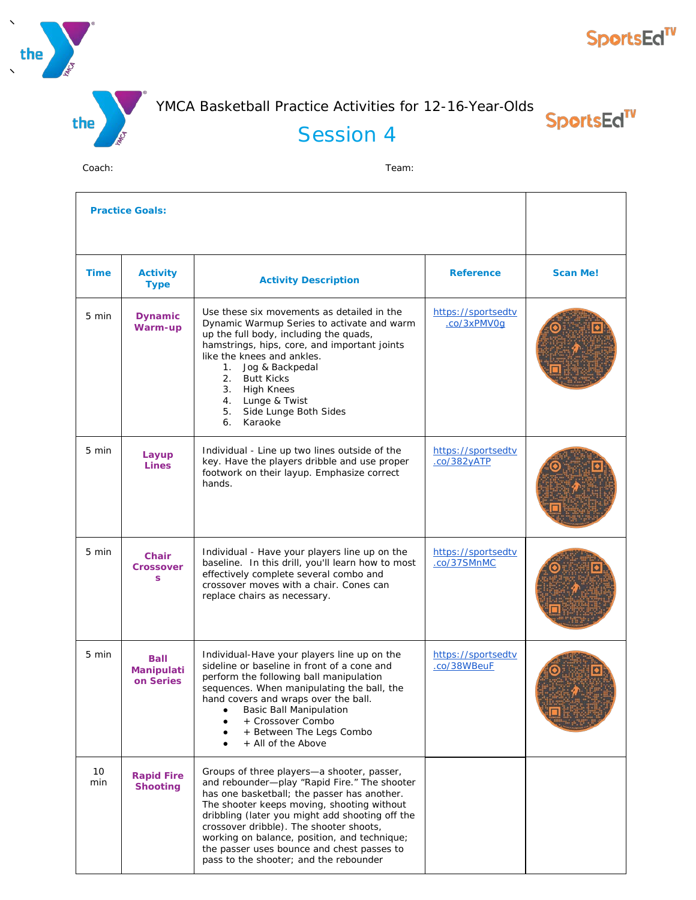# YMCA Basketball Practice Activities for 12-16-Year-Olds

## Session 4

Coach: Team:

| Practice Goals: | | | | |
|---|---|---|---|---|
| **Time** | **Activity Type** | **Activity Description** | **Reference** | **Scan Me!** |
| 5 min | **Dynamic Warm-up** | Use these six movements as detailed in the Dynamic Warmup Series to activate and warm up the full body, including the quads, hamstrings, hips, core, and important joints like the knees and ankles.<br>1. Jog & Backpedal<br>2. Butt Kicks<br>3. High Knees<br>4. Lunge & Twist<br>5. Side Lunge Both Sides<br>6. Karaoke | https://sportsedtv.co/3xPMV0g | |
| 5 min | **Layup Lines** | Individual - Line up two lines outside of the key. Have the players dribble and use proper footwork on their layup. Emphasize correct hands. | https://sportsedtv.co/382yATP | |
| 5 min | **Chair Crossovers** | Individual - Have your players line up on the baseline. In this drill, you'll learn how to most effectively complete several combo and crossover moves with a chair. Cones can replace chairs as necessary. | https://sportsedtv.co/37SMnMC | |
| 5 min | **Ball Manipulation Series** | Individual-Have your players line up on the sideline or baseline in front of a cone and perform the following ball manipulation sequences. When manipulating the ball, the hand covers and wraps over the ball.<br>• Basic Ball Manipulation<br>• + Crossover Combo<br>• + Between The Legs Combo<br>• + All of the Above | https://sportsedtv.co/38WBeuF | |
| 10 min | **Rapid Fire Shooting** | Groups of three players—a shooter, passer, and rebounder—play "Rapid Fire." The shooter has one basketball; the passer has another. The shooter keeps moving, shooting without dribbling (later you might add shooting off the crossover dribble). The shooter shoots, working on balance, position, and technique; the passer uses bounce and chest passes to pass to the shooter; and the rebounder | | |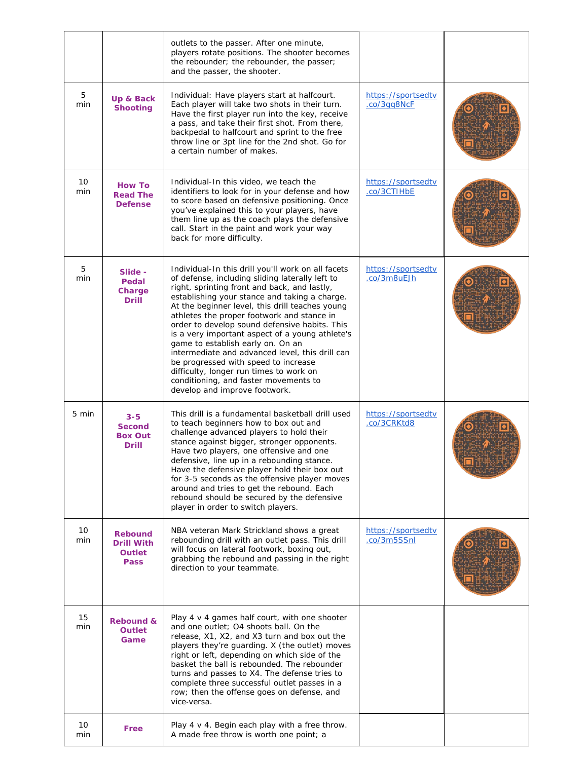| | | | | |
|---|---|---|---|---|
| | | outlets to the passer. After one minute, players rotate positions. The shooter becomes the rebounder; the rebounder, the passer; and the passer, the shooter. | | |
| 5 min | **Up & Back Shooting** | Individual: Have players start at halfcourt. Each player will take two shots in their turn. Have the first player run into the key, receive a pass, and take their first shot. From there, backpedal to halfcourt and sprint to the free throw line or 3pt line for the 2nd shot. Go for a certain number of makes. | https://sportsedtv.co/3gq8NcF | |
| 10 min | **How To Read The Defense** | Individual-In this video, we teach the identifiers to look for in your defense and how to score based on defensive positioning. Once you've explained this to your players, have them line up as the coach plays the defensive call. Start in the paint and work your way back for more difficulty. | https://sportsedtv.co/3CTIHbE | |
| 5 min | **Slide - Pedal Charge Drill** | Individual-In this drill you'll work on all facets of defense, including sliding laterally left to right, sprinting front and back, and lastly, establishing your stance and taking a charge. At the beginner level, this drill teaches young athletes the proper footwork and stance in order to develop sound defensive habits. This is a very important aspect of a young athlete's game to establish early on. On an intermediate and advanced level, this drill can be progressed with speed to increase difficulty, longer run times to work on conditioning, and faster movements to develop and improve footwork. | https://sportsedtv.co/3m8uEJh | |
| 5 min | **3-5 Second Box Out Drill** | This drill is a fundamental basketball drill used to teach beginners how to box out and challenge advanced players to hold their stance against bigger, stronger opponents. Have two players, one offensive and one defensive, line up in a rebounding stance. Have the defensive player hold their box out for 3-5 seconds as the offensive player moves around and tries to get the rebound. Each rebound should be secured by the defensive player in order to switch players. | https://sportsedtv.co/3CRKtd8 | |
| 10 min | **Rebound Drill With Outlet Pass** | NBA veteran Mark Strickland shows a great rebounding drill with an outlet pass. This drill will focus on lateral footwork, boxing out, grabbing the rebound and passing in the right direction to your teammate. | https://sportsedtv.co/3m5SSnl | |
| 15 min | **Rebound & Outlet Game** | Play 4 v 4 games half court, with one shooter and one outlet; O4 shoots ball. On the release, X1, X2, and X3 turn and box out the players they're guarding. X (the outlet) moves right or left, depending on which side of the basket the ball is rebounded. The rebounder turns and passes to X4. The defense tries to complete three successful outlet passes in a row; then the offense goes on defense, and vice-versa. | | |
| 10 min | **Free** | Play 4 v 4. Begin each play with a free throw. A made free throw is worth one point; a | | |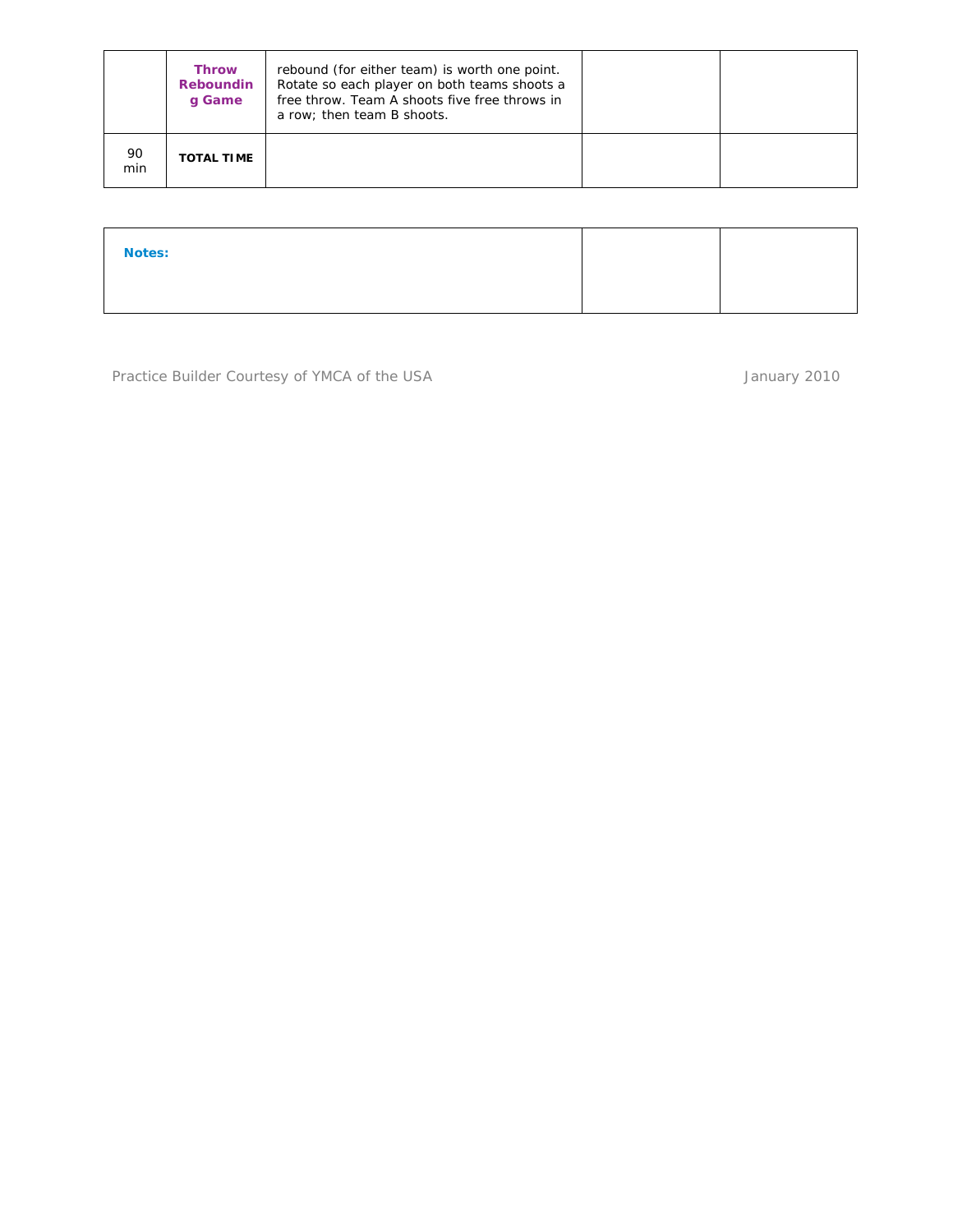|  | Throw Rebounding Game | rebound (for either team) is worth one point. Rotate so each player on both teams shoots a free throw. Team A shoots five free throws in a row; then team B shoots. |  |  |
| --- | --- | --- | --- | --- |
| 90 min | TOTAL TIME |  |  |  |

| Notes: |  |  |
| --- | --- | --- |

Practice Builder Courtesy of YMCA of the USA    January 2010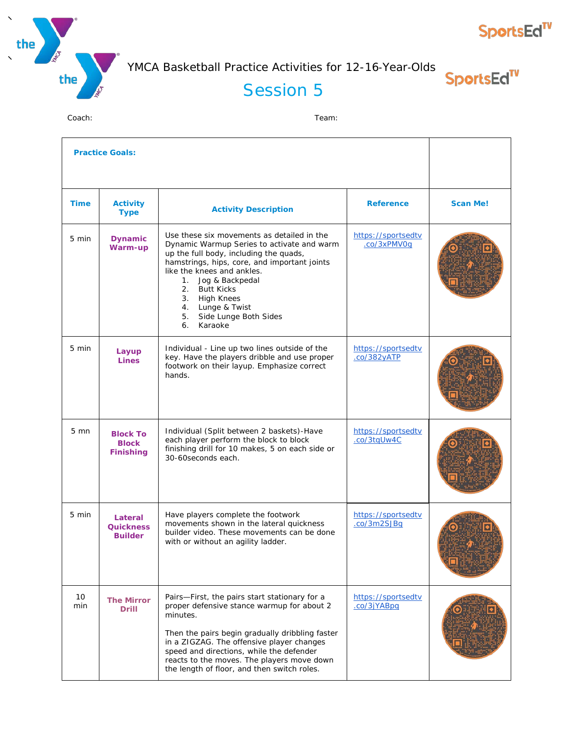# YMCA Basketball Practice Activities for 12-16-Year-Olds

## Session 5

Coach: Team:

**Practice Goals:**

| Time | Activity Type | Activity Description | Reference | Scan Me! |
|---|---|---|---|---|
| 5 min | **Dynamic Warm-up** | Use these six movements as detailed in the Dynamic Warmup Series to activate and warm up the full body, including the quads, hamstrings, hips, core, and important joints like the knees and ankles.<br>1. Jog & Backpedal<br>2. Butt Kicks<br>3. High Knees<br>4. Lunge & Twist<br>5. Side Lunge Both Sides<br>6. Karaoke | https://sportsedtv.co/3xPMV0g | |
| 5 min | **Layup Lines** | Individual - Line up two lines outside of the key. Have the players dribble and use proper footwork on their layup. Emphasize correct hands. | https://sportsedtv.co/382yATP | |
| 5 mn | **Block To Block Finishing** | Individual (Split between 2 baskets)-Have each player perform the block to block finishing drill for 10 makes, 5 on each side or 30-60seconds each. | https://sportsedtv.co/3tqUw4C | |
| 5 min | **Lateral Quickness Builder** | Have players complete the footwork movements shown in the lateral quickness builder video. These movements can be done with or without an agility ladder. | https://sportsedtv.co/3m2SJBq | |
| 10 min | **The Mirror Drill** | Pairs—First, the pairs start stationary for a proper defensive stance warmup for about 2 minutes.<br><br>Then the pairs begin gradually dribbling faster in a ZIGZAG. The offensive player changes speed and directions, while the defender reacts to the moves. The players move down the length of floor, and then switch roles. | https://sportsedtv.co/3jYABpq | |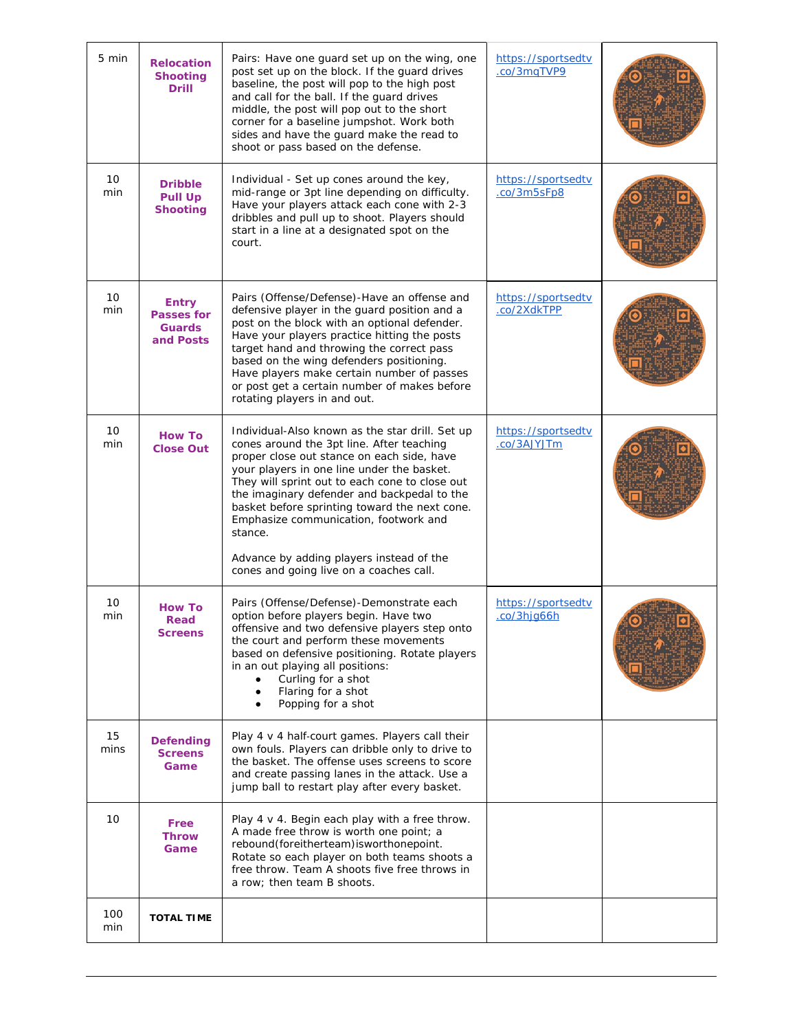| | | | | |
|---|---|---|---|---|
| 5 min | **Relocation Shooting Drill** | Pairs: Have one guard set up on the wing, one post set up on the block. If the guard drives baseline, the post will pop to the high post and call for the ball. If the guard drives middle, the post will pop out to the short corner for a baseline jumpshot. Work both sides and have the guard make the read to shoot or pass based on the defense. | https://sportsedtv.co/3mqTVP9 | |
| 10 min | **Dribble Pull Up Shooting** | Individual - Set up cones around the key, mid-range or 3pt line depending on difficulty. Have your players attack each cone with 2-3 dribbles and pull up to shoot. Players should start in a line at a designated spot on the court. | https://sportsedtv.co/3m5sFp8 | |
| 10 min | **Entry Passes for Guards and Posts** | Pairs (Offense/Defense)-Have an offense and defensive player in the guard position and a post on the block with an optional defender. Have your players practice hitting the posts target hand and throwing the correct pass based on the wing defenders positioning. Have players make certain number of passes or post get a certain number of makes before rotating players in and out. | https://sportsedtv.co/2XdkTPP | |
| 10 min | **How To Close Out** | Individual-Also known as the star drill. Set up cones around the 3pt line. After teaching proper close out stance on each side, have your players in one line under the basket. They will sprint out to each cone to close out the imaginary defender and backpedal to the basket before sprinting toward the next cone. Emphasize communication, footwork and stance.<br><br>Advance by adding players instead of the cones and going live on a coaches call. | https://sportsedtv.co/3AJYJTm | |
| 10 min | **How To Read Screens** | Pairs (Offense/Defense)-Demonstrate each option before players begin. Have two offensive and two defensive players step onto the court and perform these movements based on defensive positioning. Rotate players in an out playing all positions:<br>• Curling for a shot<br>• Flaring for a shot<br>• Popping for a shot | https://sportsedtv.co/3hjg66h | |
| 15 mins | **Defending Screens Game** | Play 4 v 4 half-court games. Players call their own fouls. Players can dribble only to drive to the basket. The offense uses screens to score and create passing lanes in the attack. Use a jump ball to restart play after every basket. | | |
| 10 | **Free Throw Game** | Play 4 v 4. Begin each play with a free throw. A made free throw is worth one point; a rebound(foreitherteam)isworthonepoint. Rotate so each player on both teams shoots a free throw. Team A shoots five free throws in a row; then team B shoots. | | |
| 100 min | **TOTAL TIME** | | | |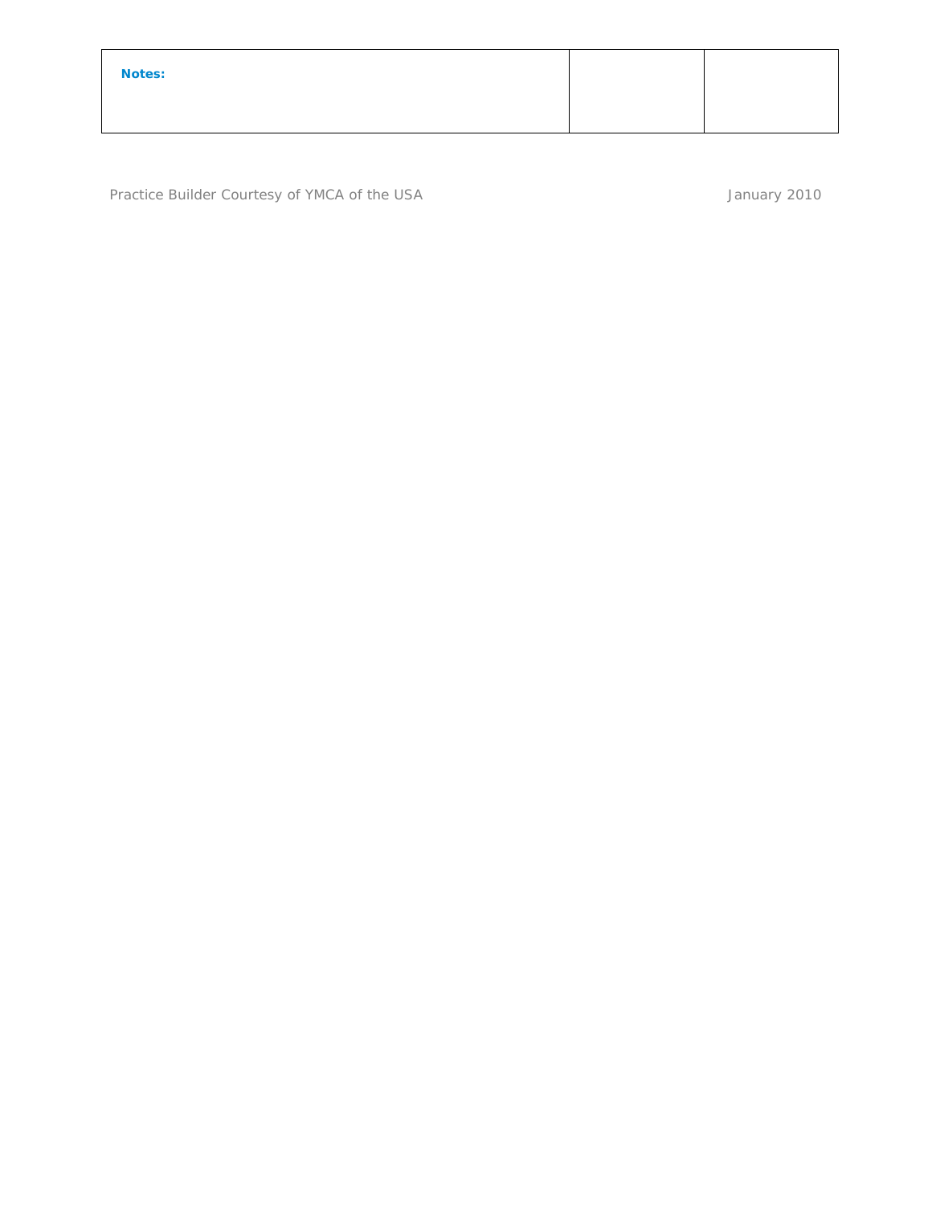| **Notes:** | | |
| --- | --- | --- |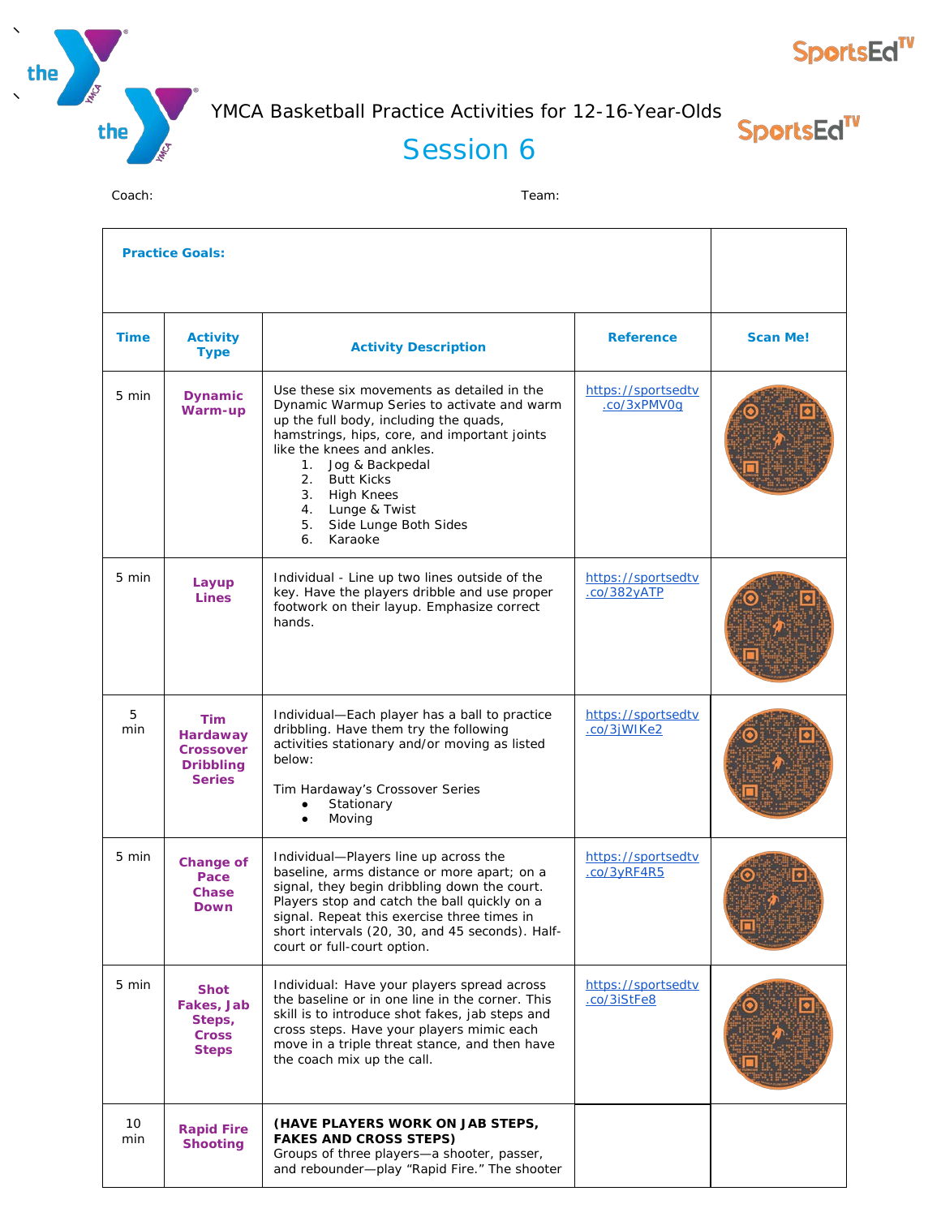YMCA Basketball Practice Activities for 12-16-Year-Olds

# Session 6

Coach: Team:

| Time | Activity Type | Activity Description | Reference | Scan Me! |
|---|---|---|---|---|
| **Practice Goals:** | | | | |
| 5 min | **Dynamic Warm-up** | Use these six movements as detailed in the Dynamic Warmup Series to activate and warm up the full body, including the quads, hamstrings, hips, core, and important joints like the knees and ankles.<br>1. Jog & Backpedal<br>2. Butt Kicks<br>3. High Knees<br>4. Lunge & Twist<br>5. Side Lunge Both Sides<br>6. Karaoke | https://sportsedtv.co/3xPMV0g | |
| 5 min | **Layup Lines** | Individual - Line up two lines outside of the key. Have the players dribble and use proper footwork on their layup. Emphasize correct hands. | https://sportsedtv.co/382yATP | |
| 5 min | **Tim Hardaway Crossover Dribbling Series** | Individual—Each player has a ball to practice dribbling. Have them try the following activities stationary and/or moving as listed below:<br><br>Tim Hardaway's Crossover Series<br>• Stationary<br>• Moving | https://sportsedtv.co/3jWIKe2 | |
| 5 min | **Change of Pace Chase Down** | Individual—Players line up across the baseline, arms distance or more apart; on a signal, they begin dribbling down the court. Players stop and catch the ball quickly on a signal. Repeat this exercise three times in short intervals (20, 30, and 45 seconds). Half-court or full-court option. | https://sportsedtv.co/3yRF4R5 | |
| 5 min | **Shot Fakes, Jab Steps, Cross Steps** | Individual: Have your players spread across the baseline or in one line in the corner. This skill is to introduce shot fakes, jab steps and cross steps. Have your players mimic each move in a triple threat stance, and then have the coach mix up the call. | https://sportsedtv.co/3iStFe8 | |
| 10 min | **Rapid Fire Shooting** | **(HAVE PLAYERS WORK ON JAB STEPS, FAKES AND CROSS STEPS)**<br>Groups of three players—a shooter, passer, and rebounder—play "Rapid Fire." The shooter | | |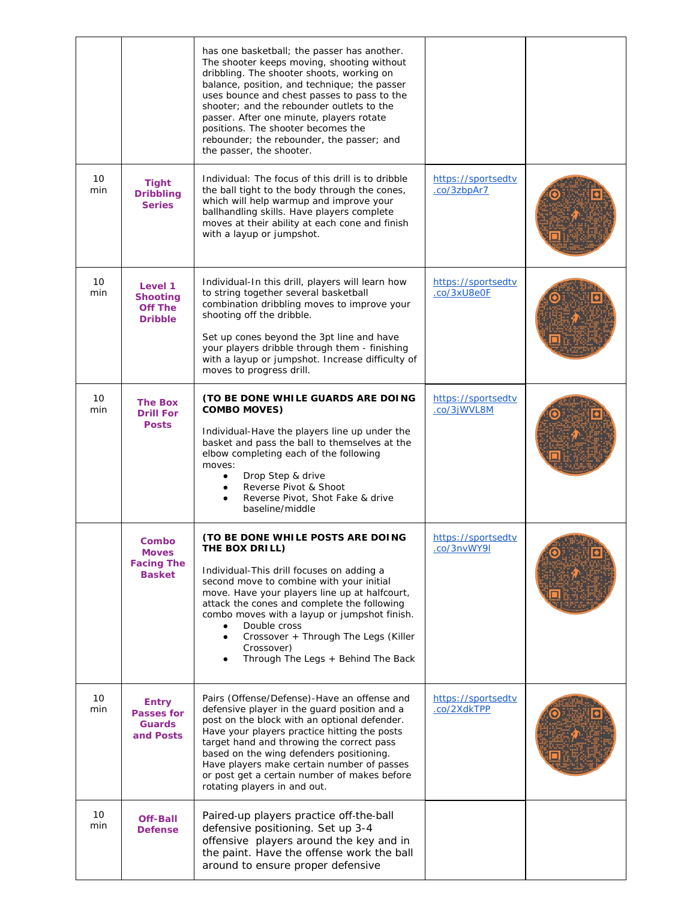| | | | | |
|---|---|---|---|---|
| | | has one basketball; the passer has another. The shooter keeps moving, shooting without dribbling. The shooter shoots, working on balance, position, and technique; the passer uses bounce and chest passes to pass to the shooter; and the rebounder outlets to the passer. After one minute, players rotate positions. The shooter becomes the rebounder; the rebounder, the passer; and the passer, the shooter. | | |
| 10 min | **Tight Dribbling Series** | Individual: The focus of this drill is to dribble the ball tight to the body through the cones, which will help warmup and improve your ballhandling skills. Have players complete moves at their ability at each cone and finish with a layup or jumpshot. | https://sportsedtv.co/3zbpAr7 | |
| 10 min | **Level 1 Shooting Off The Dribble** | Individual-In this drill, players will learn how to string together several basketball combination dribbling moves to improve your shooting off the dribble.<br><br>Set up cones beyond the 3pt line and have your players dribble through them - finishing with a layup or jumpshot. Increase difficulty of moves to progress drill. | https://sportsedtv.co/3xU8e0F | |
| 10 min | **The Box Drill For Posts** | **(TO BE DONE WHILE GUARDS ARE DOING COMBO MOVES)**<br><br>Individual-Have the players line up under the basket and pass the ball to themselves at the elbow completing each of the following moves:<br>• Drop Step & drive<br>• Reverse Pivot & Shoot<br>• Reverse Pivot, Shot Fake & drive baseline/middle | https://sportsedtv.co/3jWVL8M | |
| | **Combo Moves Facing The Basket** | **(TO BE DONE WHILE POSTS ARE DOING THE BOX DRILL)**<br><br>Individual-This drill focuses on adding a second move to combine with your initial move. Have your players line up at halfcourt, attack the cones and complete the following combo moves with a layup or jumpshot finish.<br>• Double cross<br>• Crossover + Through The Legs (Killer Crossover)<br>• Through The Legs + Behind The Back | https://sportsedtv.co/3nvWY9l | |
| 10 min | **Entry Passes for Guards and Posts** | Pairs (Offense/Defense)-Have an offense and defensive player in the guard position and a post on the block with an optional defender. Have your players practice hitting the posts target hand and throwing the correct pass based on the wing defenders positioning. Have players make certain number of passes or post get a certain number of makes before rotating players in and out. | https://sportsedtv.co/2XdkTPP | |
| 10 min | **Off-Ball Defense** | Paired-up players practice off-the-ball defensive positioning. Set up 3-4 offensive players around the key and in the paint. Have the offense work the ball around to ensure proper defensive | | |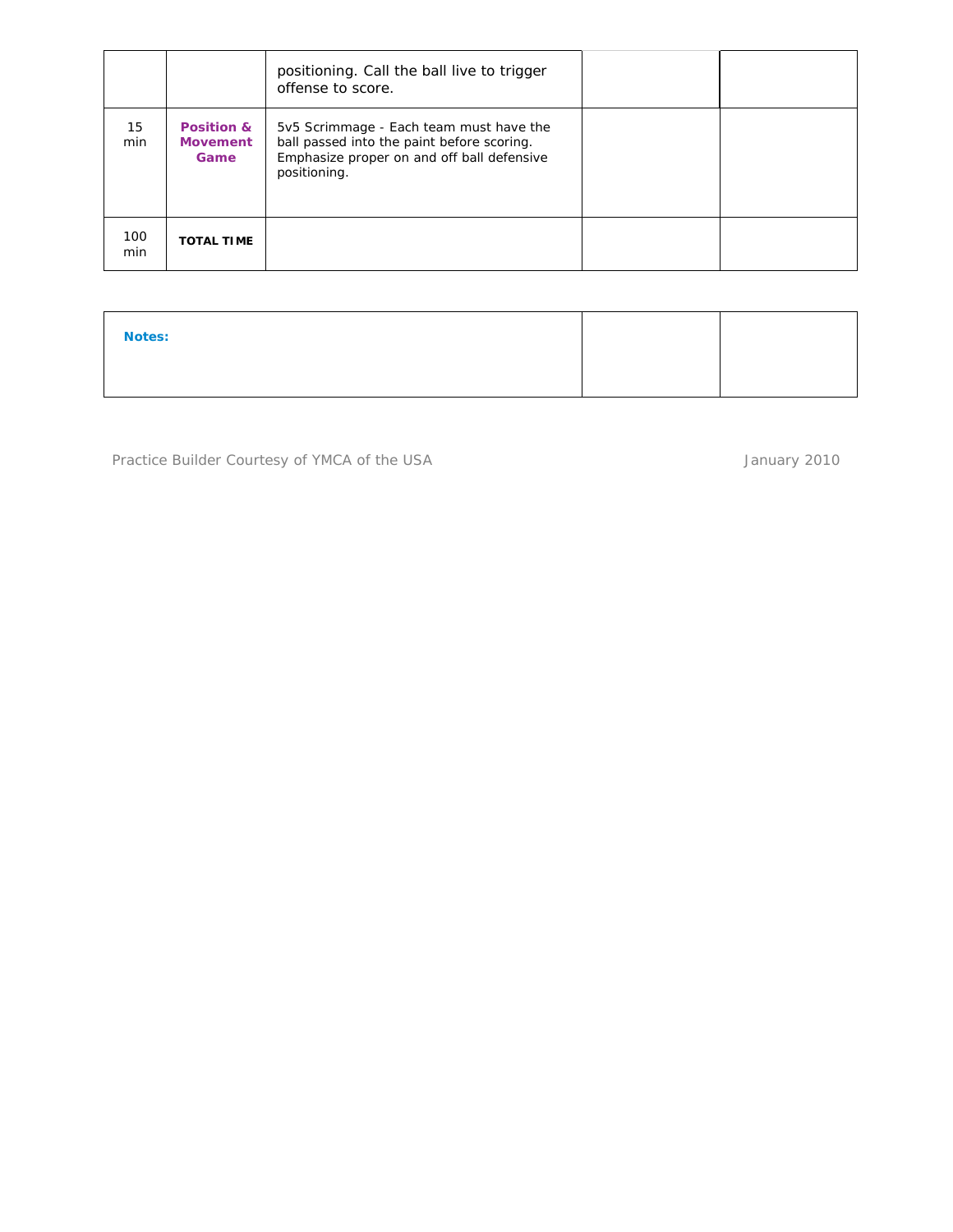|  |  |  |  |  |
|---|---|---|---|---|
|  |  | positioning. Call the ball live to trigger offense to score. |  |  |
| 15 min | **Position & Movement Game** | 5v5 Scrimmage - Each team must have the ball passed into the paint before scoring. Emphasize proper on and off ball defensive positioning. |  |  |
| 100 min | **TOTAL TIME** |  |  |  |

|  |  |  |
|---|---|---|
| **Notes:** |  |  |

Practice Builder Courtesy of YMCA of the USA

January 2010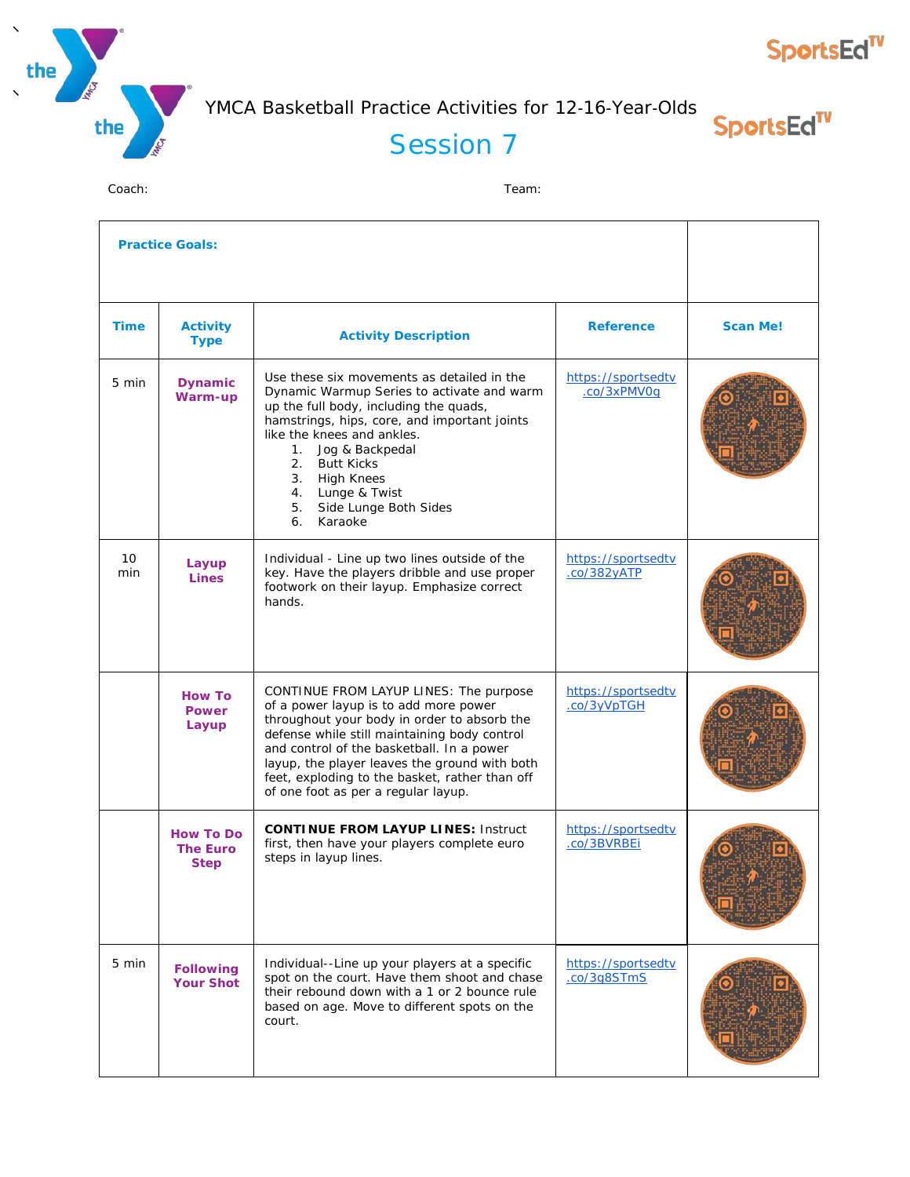YMCA Basketball Practice Activities for 12-16-Year-Olds

# Session 7

Coach: Team:

| Practice Goals: | | | | |
|---|---|---|---|---|
| **Time** | **Activity Type** | **Activity Description** | **Reference** | **Scan Me!** |
| 5 min | **Dynamic Warm-up** | Use these six movements as detailed in the Dynamic Warmup Series to activate and warm up the full body, including the quads, hamstrings, hips, core, and important joints like the knees and ankles.<br>1. Jog & Backpedal<br>2. Butt Kicks<br>3. High Knees<br>4. Lunge & Twist<br>5. Side Lunge Both Sides<br>6. Karaoke | https://sportsedtv.co/3xPMV0g | |
| 10 min | **Layup Lines** | Individual - Line up two lines outside of the key. Have the players dribble and use proper footwork on their layup. Emphasize correct hands. | https://sportsedtv.co/382yATP | |
| | **How To Power Layup** | CONTINUE FROM LAYUP LINES: The purpose of a power layup is to add more power throughout your body in order to absorb the defense while still maintaining body control and control of the basketball. In a power layup, the player leaves the ground with both feet, exploding to the basket, rather than off of one foot as per a regular layup. | https://sportsedtv.co/3yVpTGH | |
| | **How To Do The Euro Step** | **CONTINUE FROM LAYUP LINES:** Instruct first, then have your players complete euro steps in layup lines. | https://sportsedtv.co/3BVRBEi | |
| 5 min | **Following Your Shot** | Individual--Line up your players at a specific spot on the court. Have them shoot and chase their rebound down with a 1 or 2 bounce rule based on age. Move to different spots on the court. | https://sportsedtv.co/3g8STmS | |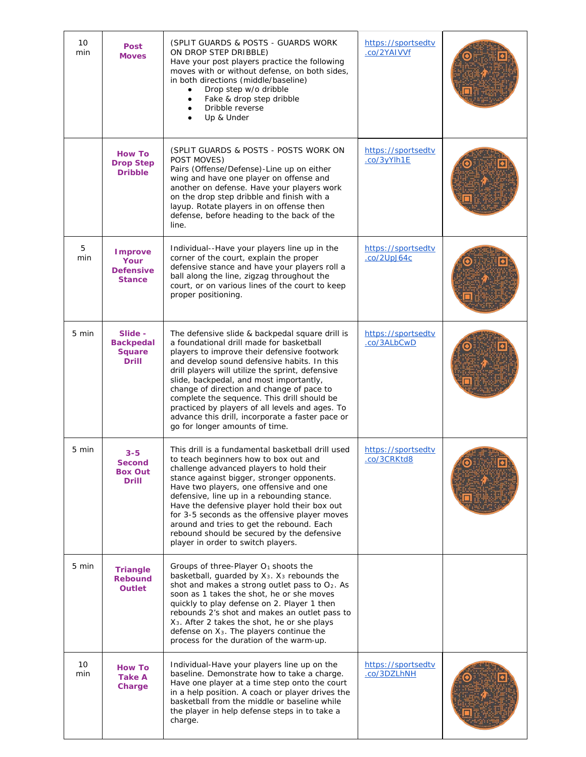| | | | | |
|---|---|---|---|---|
| 10 min | **Post Moves** | (SPLIT GUARDS & POSTS - GUARDS WORK ON DROP STEP DRIBBLE)<br>Have your post players practice the following moves with or without defense, on both sides, in both directions (middle/baseline)<br>• Drop step w/o dribble<br>• Fake & drop step dribble<br>• Dribble reverse<br>• Up & Under | https://sportsedtv.co/2YAIVVf | |
| | **How To Drop Step Dribble** | (SPLIT GUARDS & POSTS - POSTS WORK ON POST MOVES)<br>Pairs (Offense/Defense)-Line up on either wing and have one player on offense and another on defense. Have your players work on the drop step dribble and finish with a layup. Rotate players in on offense then defense, before heading to the back of the line. | https://sportsedtv.co/3yYlh1E | |
| 5 min | **Improve Your Defensive Stance** | Individual--Have your players line up in the corner of the court, explain the proper defensive stance and have your players roll a ball along the line, zigzag throughout the court, or on various lines of the court to keep proper positioning. | https://sportsedtv.co/2UpJ64c | |
| 5 min | **Slide - Backpedal Square Drill** | The defensive slide & backpedal square drill is a foundational drill made for basketball players to improve their defensive footwork and develop sound defensive habits. In this drill players will utilize the sprint, defensive slide, backpedal, and most importantly, change of direction and change of pace to complete the sequence. This drill should be practiced by players of all levels and ages. To advance this drill, incorporate a faster pace or go for longer amounts of time. | https://sportsedtv.co/3ALbCwD | |
| 5 min | **3-5 Second Box Out Drill** | This drill is a fundamental basketball drill used to teach beginners how to box out and challenge advanced players to hold their stance against bigger, stronger opponents. Have two players, one offensive and one defensive, line up in a rebounding stance. Have the defensive player hold their box out for 3-5 seconds as the offensive player moves around and tries to get the rebound. Each rebound should be secured by the defensive player in order to switch players. | https://sportsedtv.co/3CRKtd8 | |
| 5 min | **Triangle Rebound Outlet** | Groups of three-Player $O_1$ shoots the basketball, guarded by $X_3$. $X_3$ rebounds the shot and makes a strong outlet pass to $O_2$. As soon as 1 takes the shot, he or she moves quickly to play defense on 2. Player 1 then rebounds 2's shot and makes an outlet pass to $X_3$. After 2 takes the shot, he or she plays defense on $X_3$. The players continue the process for the duration of the warm-up. | | |
| 10 min | **How To Take A Charge** | Individual-Have your players line up on the baseline. Demonstrate how to take a charge. Have one player at a time step onto the court in a help position. A coach or player drives the basketball from the middle or baseline while the player in help defense steps in to take a charge. | https://sportsedtv.co/3DZLhNH | |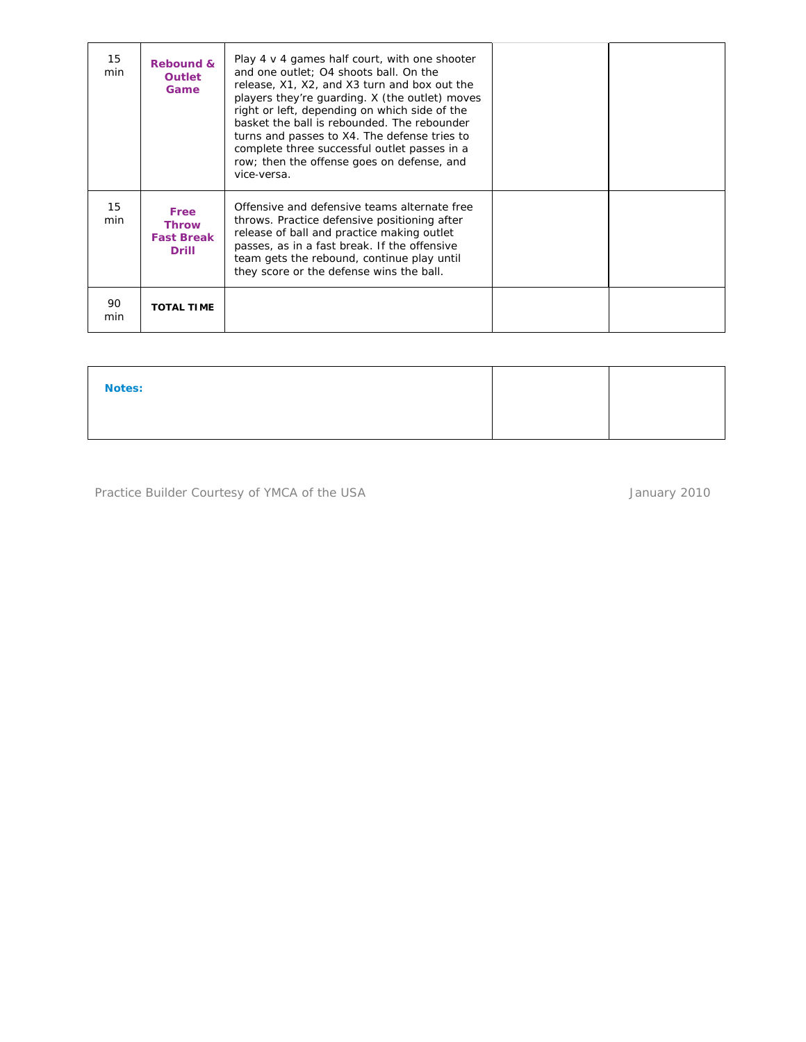| | | | | |
|---|---|---|---|---|
| 15 min | **Rebound & Outlet Game** | Play 4 v 4 games half court, with one shooter and one outlet; O4 shoots ball. On the release, X1, X2, and X3 turn and box out the players they're guarding. X (the outlet) moves right or left, depending on which side of the basket the ball is rebounded. The rebounder turns and passes to X4. The defense tries to complete three successful outlet passes in a row; then the offense goes on defense, and vice-versa. | | |
| 15 min | **Free Throw Fast Break Drill** | Offensive and defensive teams alternate free throws. Practice defensive positioning after release of ball and practice making outlet passes, as in a fast break. If the offensive team gets the rebound, continue play until they score or the defense wins the ball. | | |
| 90 min | **TOTAL TIME** | | | |

| | | |
|---|---|---|
| **Notes:** | | |

Practice Builder Courtesy of YMCA of the USA January 2010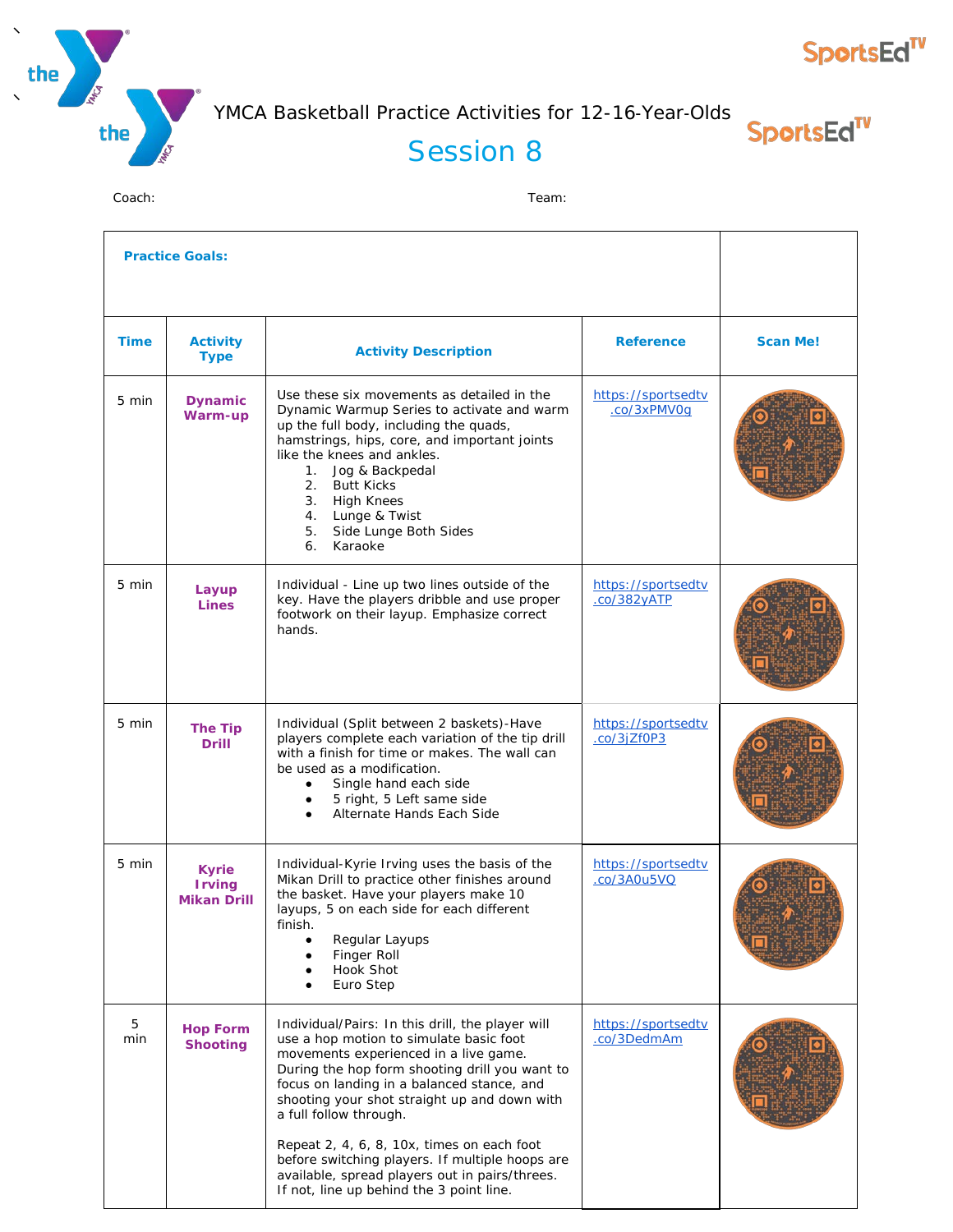# YMCA Basketball Practice Activities for 12-16-Year-Olds

## Session 8

Coach: Team:

**Practice Goals:**

| Time | Activity Type | Activity Description | Reference | Scan Me! |
|---|---|---|---|---|
| 5 min | **Dynamic Warm-up** | Use these six movements as detailed in the Dynamic Warmup Series to activate and warm up the full body, including the quads, hamstrings, hips, core, and important joints like the knees and ankles.<br>1. Jog & Backpedal<br>2. Butt Kicks<br>3. High Knees<br>4. Lunge & Twist<br>5. Side Lunge Both Sides<br>6. Karaoke | https://sportsedtv.co/3xPMV0g | |
| 5 min | **Layup Lines** | Individual - Line up two lines outside of the key. Have the players dribble and use proper footwork on their layup. Emphasize correct hands. | https://sportsedtv.co/382yATP | |
| 5 min | **The Tip Drill** | Individual (Split between 2 baskets)-Have players complete each variation of the tip drill with a finish for time or makes. The wall can be used as a modification.<br>• Single hand each side<br>• 5 right, 5 Left same side<br>• Alternate Hands Each Side | https://sportsedtv.co/3jZf0P3 | |
| 5 min | **Kyrie Irving Mikan Drill** | Individual-Kyrie Irving uses the basis of the Mikan Drill to practice other finishes around the basket. Have your players make 10 layups, 5 on each side for each different finish.<br>• Regular Layups<br>• Finger Roll<br>• Hook Shot<br>• Euro Step | https://sportsedtv.co/3A0u5VQ | |
| 5 min | **Hop Form Shooting** | Individual/Pairs: In this drill, the player will use a hop motion to simulate basic foot movements experienced in a live game. During the hop form shooting drill you want to focus on landing in a balanced stance, and shooting your shot straight up and down with a full follow through.<br><br>Repeat 2, 4, 6, 8, 10x, times on each foot before switching players. If multiple hoops are available, spread players out in pairs/threes. If not, line up behind the 3 point line. | https://sportsedtv.co/3DedmAm | |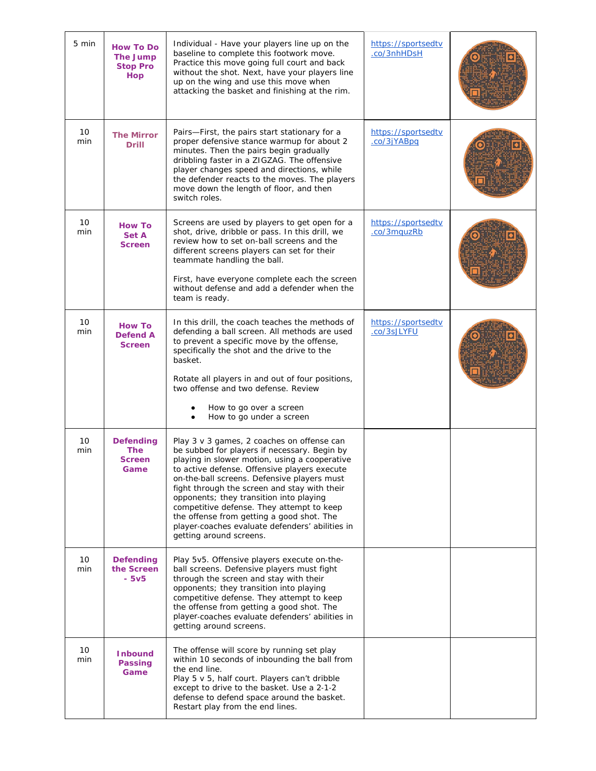| | | | | |
|---|---|---|---|---|
| 5 min | **How To Do The Jump Stop Pro Hop** | Individual - Have your players line up on the baseline to complete this footwork move. Practice this move going full court and back without the shot. Next, have your players line up on the wing and use this move when attacking the basket and finishing at the rim. | https://sportsedtv.co/3nhHDsH | |
| 10 min | **The Mirror Drill** | Pairs—First, the pairs start stationary for a proper defensive stance warmup for about 2 minutes. Then the pairs begin gradually dribbling faster in a ZIGZAG. The offensive player changes speed and directions, while the defender reacts to the moves. The players move down the length of floor, and then switch roles. | https://sportsedtv.co/3jYABpq | |
| 10 min | **How To Set A Screen** | Screens are used by players to get open for a shot, drive, dribble or pass. In this drill, we review how to set on-ball screens and the different screens players can set for their teammate handling the ball.<br><br>First, have everyone complete each the screen without defense and add a defender when the team is ready. | https://sportsedtv.co/3mquzRb | |
| 10 min | **How To Defend A Screen** | In this drill, the coach teaches the methods of defending a ball screen. All methods are used to prevent a specific move by the offense, specifically the shot and the drive to the basket.<br><br>Rotate all players in and out of four positions, two offense and two defense. Review<br>• How to go over a screen<br>• How to go under a screen | https://sportsedtv.co/3sJLYFU | |
| 10 min | **Defending The Screen Game** | Play 3 v 3 games, 2 coaches on offense can be subbed for players if necessary. Begin by playing in slower motion, using a cooperative to active defense. Offensive players execute on-the-ball screens. Defensive players must fight through the screen and stay with their opponents; they transition into playing competitive defense. They attempt to keep the offense from getting a good shot. The player-coaches evaluate defenders' abilities in getting around screens. | | |
| 10 min | **Defending the Screen - 5v5** | Play 5v5. Offensive players execute on-the-ball screens. Defensive players must fight through the screen and stay with their opponents; they transition into playing competitive defense. They attempt to keep the offense from getting a good shot. The player-coaches evaluate defenders' abilities in getting around screens. | | |
| 10 min | **Inbound Passing Game** | The offense will score by running set play within 10 seconds of inbounding the ball from the end line.<br>Play 5 v 5, half court. Players can't dribble except to drive to the basket. Use a 2-1-2 defense to defend space around the basket. Restart play from the end lines. | | |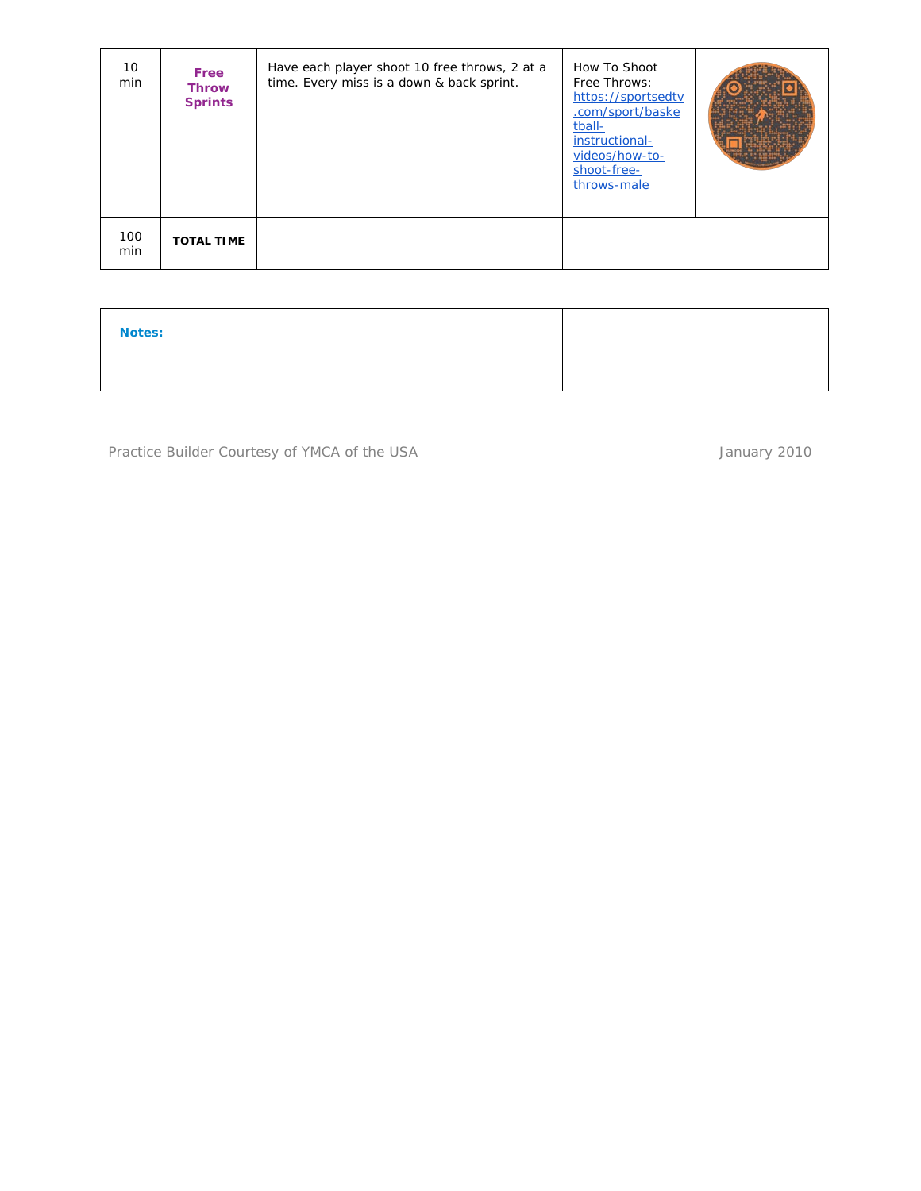| | | | | |
|---|---|---|---|---|
| 10 min | **Free Throw Sprints** | Have each player shoot 10 free throws, 2 at a time. Every miss is a down & back sprint. | How To Shoot Free Throws: https://sportsedtv.com/sport/basketball-instructional-videos/how-to-shoot-free-throws-male | |
| 100 min | **TOTAL TIME** | | | |

| | | |
|---|---|---|
| **Notes:** | | |

Practice Builder Courtesy of YMCA of the USA

January 2010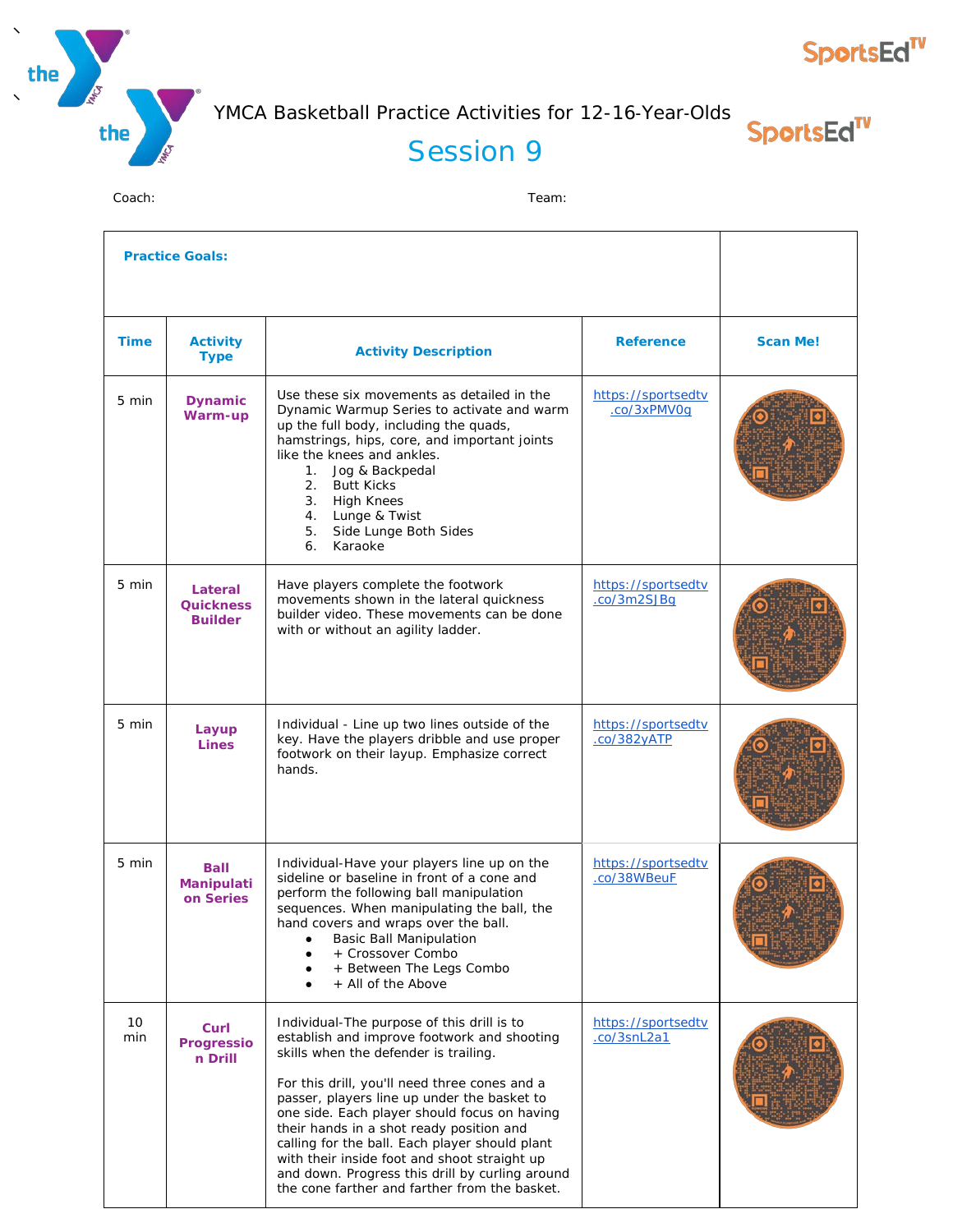YMCA Basketball Practice Activities for 12-16-Year-Olds

# Session 9

Coach: Team:

**Practice Goals:**

| Time | Activity Type | Activity Description | Reference | Scan Me! |
|---|---|---|---|---|
| 5 min | **Dynamic Warm-up** | Use these six movements as detailed in the Dynamic Warmup Series to activate and warm up the full body, including the quads, hamstrings, hips, core, and important joints like the knees and ankles.<br>1. Jog & Backpedal<br>2. Butt Kicks<br>3. High Knees<br>4. Lunge & Twist<br>5. Side Lunge Both Sides<br>6. Karaoke | https://sportsedtv.co/3xPMV0g | |
| 5 min | **Lateral Quickness Builder** | Have players complete the footwork movements shown in the lateral quickness builder video. These movements can be done with or without an agility ladder. | https://sportsedtv.co/3m2SJBg | |
| 5 min | **Layup Lines** | Individual - Line up two lines outside of the key. Have the players dribble and use proper footwork on their layup. Emphasize correct hands. | https://sportsedtv.co/382yATP | |
| 5 min | **Ball Manipulation Series** | Individual-Have your players line up on the sideline or baseline in front of a cone and perform the following ball manipulation sequences. When manipulating the ball, the hand covers and wraps over the ball.<br>• Basic Ball Manipulation<br>• + Crossover Combo<br>• + Between The Legs Combo<br>• + All of the Above | https://sportsedtv.co/38WBeuF | |
| 10 min | **Curl Progression Drill** | Individual-The purpose of this drill is to establish and improve footwork and shooting skills when the defender is trailing.<br><br>For this drill, you'll need three cones and a passer, players line up under the basket to one side. Each player should focus on having their hands in a shot ready position and calling for the ball. Each player should plant with their inside foot and shoot straight up and down. Progress this drill by curling around the cone farther and farther from the basket. | https://sportsedtv.co/3snL2a1 | |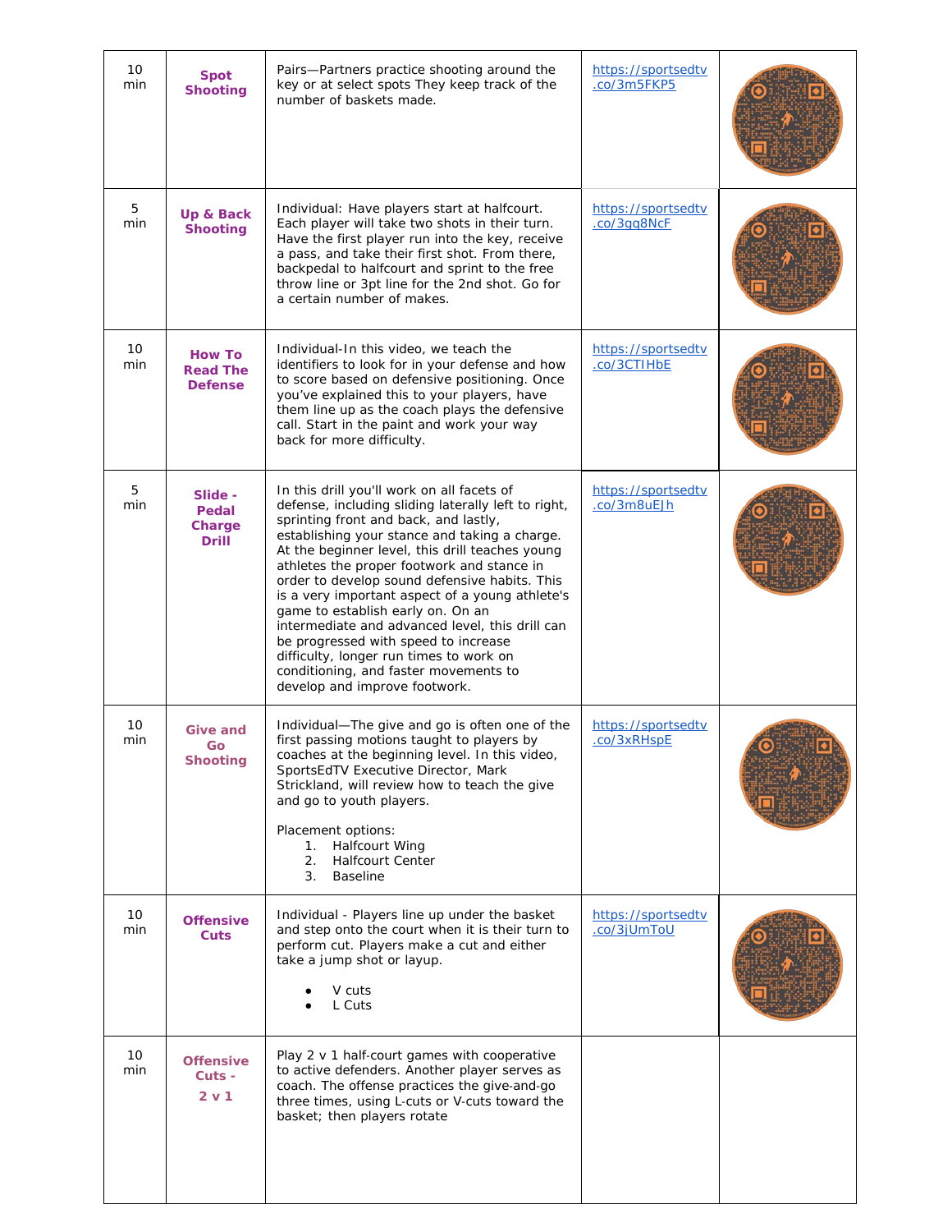| 10 min | **Spot Shooting** | Pairs—Partners practice shooting around the key or at select spots They keep track of the number of baskets made. | https://sportsedtv.co/3m5FKP5 | |
|---|---|---|---|---|
| 5 min | **Up & Back Shooting** | Individual: Have players start at halfcourt. Each player will take two shots in their turn. Have the first player run into the key, receive a pass, and take their first shot. From there, backpedal to halfcourt and sprint to the free throw line or 3pt line for the 2nd shot. Go for a certain number of makes. | https://sportsedtv.co/3gq8NcF | |
| 10 min | **How To Read The Defense** | Individual-In this video, we teach the identifiers to look for in your defense and how to score based on defensive positioning. Once you've explained this to your players, have them line up as the coach plays the defensive call. Start in the paint and work your way back for more difficulty. | https://sportsedtv.co/3CTIHbE | |
| 5 min | **Slide - Pedal Charge Drill** | In this drill you'll work on all facets of defense, including sliding laterally left to right, sprinting front and back, and lastly, establishing your stance and taking a charge. At the beginner level, this drill teaches young athletes the proper footwork and stance in order to develop sound defensive habits. This is a very important aspect of a young athlete's game to establish early on. On an intermediate and advanced level, this drill can be progressed with speed to increase difficulty, longer run times to work on conditioning, and faster movements to develop and improve footwork. | https://sportsedtv.co/3m8uEJh | |
| 10 min | **Give and Go Shooting** | Individual—The give and go is often one of the first passing motions taught to players by coaches at the beginning level. In this video, SportsEdTV Executive Director, Mark Strickland, will review how to teach the give and go to youth players.<br><br>Placement options:<br>1. Halfcourt Wing<br>2. Halfcourt Center<br>3. Baseline | https://sportsedtv.co/3xRHspE | |
| 10 min | **Offensive Cuts** | Individual - Players line up under the basket and step onto the court when it is their turn to perform cut. Players make a cut and either take a jump shot or layup.<br><br>• V cuts<br>• L Cuts | https://sportsedtv.co/3jUmToU | |
| 10 min | **Offensive Cuts - 2 v 1** | Play 2 v 1 half-court games with cooperative to active defenders. Another player serves as coach. The offense practices the give-and-go three times, using L-cuts or V-cuts toward the basket; then players rotate | | |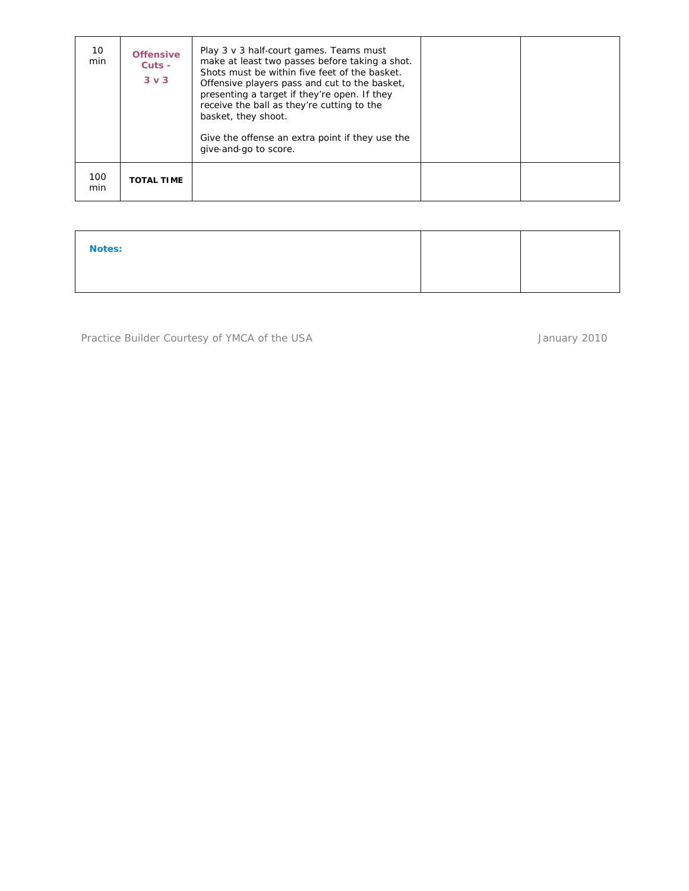| | | | | |
|---|---|---|---|---|
| 10 min | **Offensive Cuts - 3 v 3** | Play 3 v 3 half-court games. Teams must make at least two passes before taking a shot. Shots must be within five feet of the basket. Offensive players pass and cut to the basket, presenting a target if they're open. If they receive the ball as they're cutting to the basket, they shoot.<br><br>Give the offense an extra point if they use the give-and-go to score. | | |
| 100 min | **TOTAL TIME** | | | |

| | | |
|---|---|---|
| **Notes:** | | |

Practice Builder Courtesy of YMCA of the USA

January 2010